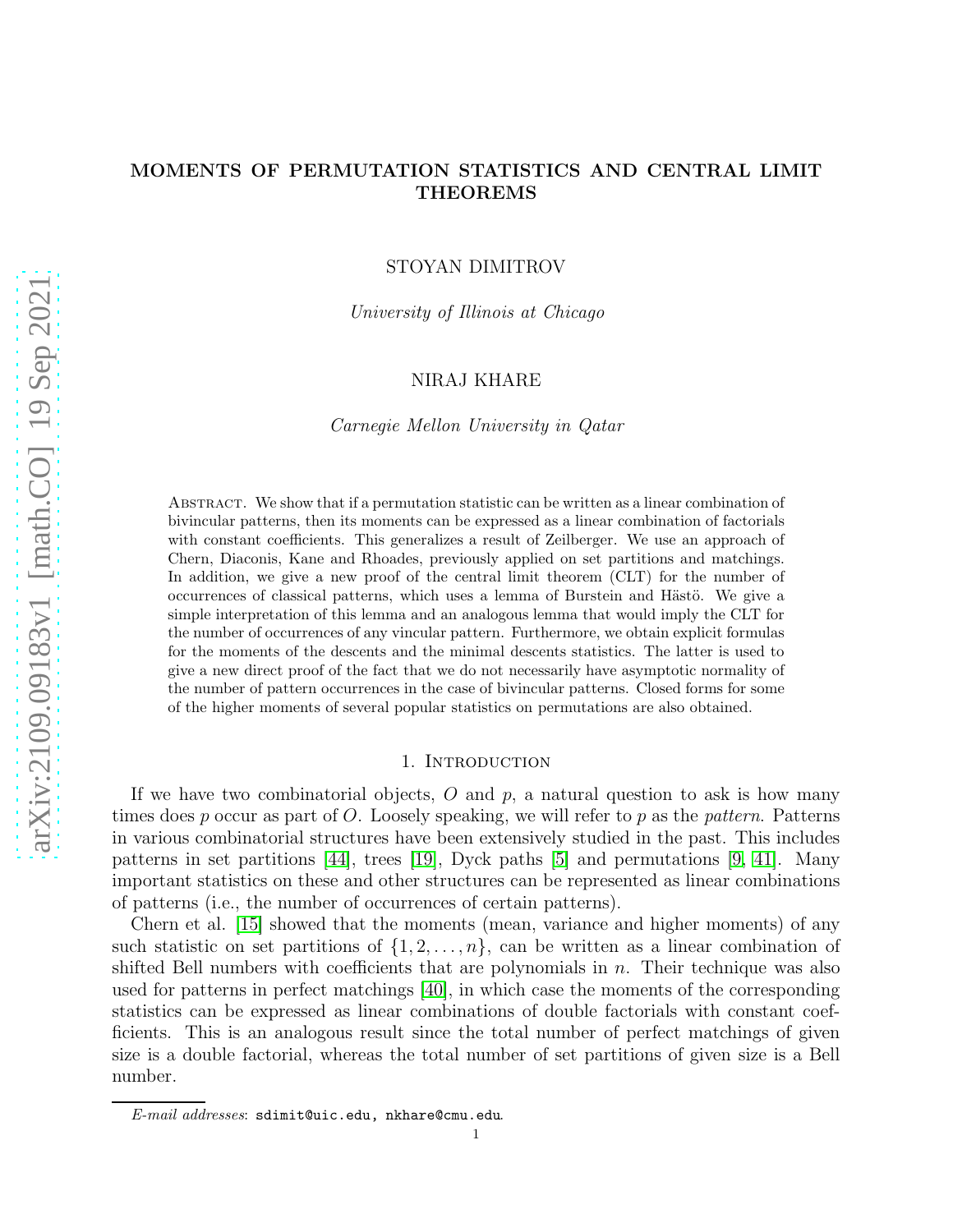# MOMENTS OF PERMUTATION STATISTICS AND CENTRAL LIMIT THEOREMS

STOYAN DIMITROV

*University of Illinois at Chicago*

NIRAJ KHARE

*Carnegie Mellon University in Qatar*

Abstract. We show that if a permutation statistic can be written as a linear combination of bivincular patterns, then its moments can be expressed as a linear combination of factorials with constant coefficients. This generalizes a result of Zeilberger. We use an approach of Chern, Diaconis, Kane and Rhoades, previously applied on set partitions and matchings. In addition, we give a new proof of the central limit theorem (CLT) for the number of occurrences of classical patterns, which uses a lemma of Burstein and Hästö. We give a simple interpretation of this lemma and an analogous lemma that would imply the CLT for the number of occurrences of any vincular pattern. Furthermore, we obtain explicit formulas for the moments of the descents and the minimal descents statistics. The latter is used to give a new direct proof of the fact that we do not necessarily have asymptotic normality of the number of pattern occurrences in the case of bivincular patterns. Closed forms for some of the higher moments of several popular statistics on permutations are also obtained.

## 1. Introduction

If we have two combinatorial objects, $O$ and $p$, a natural question to ask is how many times does $p$ occur as part of $O$. Loosely speaking, we will refer to $p$ as the *pattern*. Patterns in various combinatorial structures have been extensively studied in the past. This includes patterns in set partitions [44], trees [19], Dyck paths [5] and permutations [9, 41]. Many important statistics on these and other structures can be represented as linear combinations of patterns (i.e., the number of occurrences of certain patterns).

Chern et al. [15] showed that the moments (mean, variance and higher moments) of any such statistic on set partitions of $\{1, 2, \ldots, n\}$, can be written as a linear combination of shifted Bell numbers with coefficients that are polynomials in $n$. Their technique was also used for patterns in perfect matchings [40], in which case the moments of the corresponding statistics can be expressed as linear combinations of double factorials with constant coefficients. This is an analogous result since the total number of perfect matchings of given size is a double factorial, whereas the total number of set partitions of given size is a Bell number.

*E-mail addresses*: sdimit@uic.edu, nkhare@cmu.edu.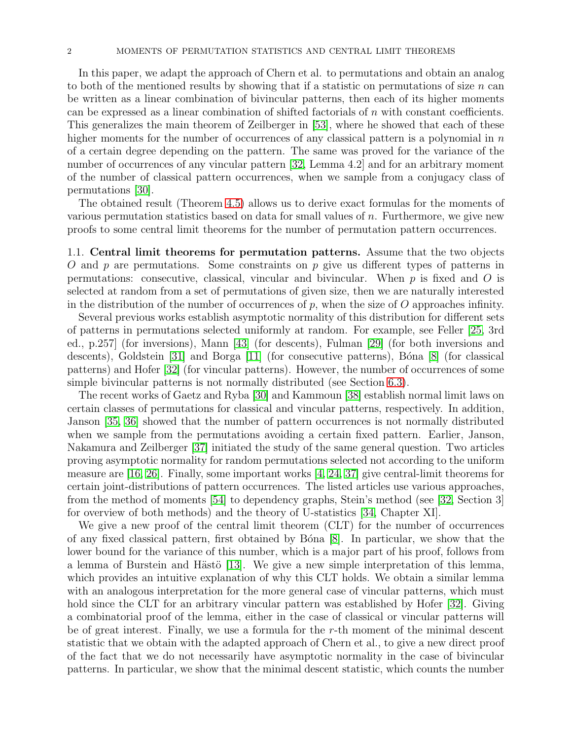In this paper, we adapt the approach of Chern et al. to permutations and obtain an analog to both of the mentioned results by showing that if a statistic on permutations of size $n$ can be written as a linear combination of bivincular patterns, then each of its higher moments can be expressed as a linear combination of shifted factorials of $n$ with constant coefficients. This generalizes the main theorem of Zeilberger in [53], where he showed that each of these higher moments for the number of occurrences of any classical pattern is a polynomial in $n$ of a certain degree depending on the pattern. The same was proved for the variance of the number of occurrences of any vincular pattern [32, Lemma 4.2] and for an arbitrary moment of the number of classical pattern occurrences, when we sample from a conjugacy class of permutations [30].

The obtained result (Theorem 4.5) allows us to derive exact formulas for the moments of various permutation statistics based on data for small values of $n$. Furthermore, we give new proofs to some central limit theorems for the number of permutation pattern occurrences.

### 1.1. Central limit theorems for permutation patterns.

Assume that the two objects $O$ and $p$ are permutations. Some constraints on $p$ give us different types of patterns in permutations: consecutive, classical, vincular and bivincular. When $p$ is fixed and $O$ is selected at random from a set of permutations of given size, then we are naturally interested in the distribution of the number of occurrences of $p$, when the size of $O$ approaches infinity.

Several previous works establish asymptotic normality of this distribution for different sets of patterns in permutations selected uniformly at random. For example, see Feller [25, 3rd ed., p.257] (for inversions), Mann [43] (for descents), Fulman [29] (for both inversions and descents), Goldstein [31] and Borga [11] (for consecutive patterns), Bóna [8] (for classical patterns) and Hofer [32] (for vincular patterns). However, the number of occurrences of some simple bivincular patterns is not normally distributed (see Section 6.3).

The recent works of Gaetz and Ryba [30] and Kammoun [38] establish normal limit laws on certain classes of permutations for classical and vincular patterns, respectively. In addition, Janson [35, 36] showed that the number of pattern occurrences is not normally distributed when we sample from the permutations avoiding a certain fixed pattern. Earlier, Janson, Nakamura and Zeilberger [37] initiated the study of the same general question. Two articles proving asymptotic normality for random permutations selected not according to the uniform measure are [16, 26]. Finally, some important works [4, 24, 37] give central-limit theorems for certain joint-distributions of pattern occurrences. The listed articles use various approaches, from the method of moments [54] to dependency graphs, Stein's method (see [32, Section 3] for overview of both methods) and the theory of U-statistics [34, Chapter XI].

We give a new proof of the central limit theorem (CLT) for the number of occurrences of any fixed classical pattern, first obtained by Bóna [8]. In particular, we show that the lower bound for the variance of this number, which is a major part of his proof, follows from a lemma of Burstein and Hästö [13]. We give a new simple interpretation of this lemma, which provides an intuitive explanation of why this CLT holds. We obtain a similar lemma with an analogous interpretation for the more general case of vincular patterns, which must hold since the CLT for an arbitrary vincular pattern was established by Hofer [32]. Giving a combinatorial proof of the lemma, either in the case of classical or vincular patterns will be of great interest. Finally, we use a formula for the $r$-th moment of the minimal descent statistic that we obtain with the adapted approach of Chern et al., to give a new direct proof of the fact that we do not necessarily have asymptotic normality in the case of bivincular patterns. In particular, we show that the minimal descent statistic, which counts the number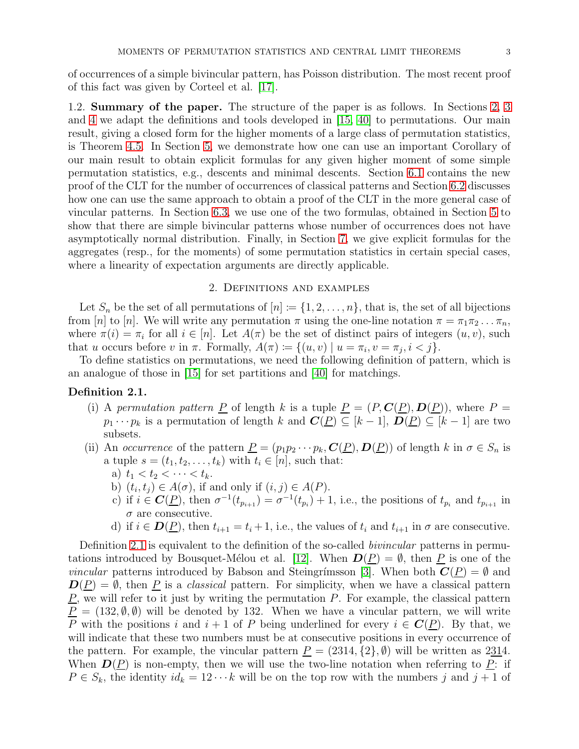of occurrences of a simple bivincular pattern, has Poisson distribution. The most recent proof of this fact was given by Corteel et al. [17].

1.2. **Summary of the paper.** The structure of the paper is as follows. In Sections 2, 3 and 4 we adapt the definitions and tools developed in [15, 40] to permutations. Our main result, giving a closed form for the higher moments of a large class of permutation statistics, is Theorem 4.5. In Section 5, we demonstrate how one can use an important Corollary of our main result to obtain explicit formulas for any given higher moment of some simple permutation statistics, e.g., descents and minimal descents. Section 6.1 contains the new proof of the CLT for the number of occurrences of classical patterns and Section 6.2 discusses how one can use the same approach to obtain a proof of the CLT in the more general case of vincular patterns. In Section 6.3, we use one of the two formulas, obtained in Section 5 to show that there are simple bivincular patterns whose number of occurrences does not have asymptotically normal distribution. Finally, in Section 7, we give explicit formulas for the aggregates (resp., for the moments) of some permutation statistics in certain special cases, where a linearity of expectation arguments are directly applicable.

## 2. Definitions and examples

Let $S_n$ be the set of all permutations of $[n] \coloneqq \{1, 2, \dots, n\}$, that is, the set of all bijections from $[n]$ to $[n]$. We will write any permutation $\pi$ using the one-line notation $\pi = \pi_1\pi_2 \dots \pi_n$, where $\pi(i) = \pi_i$ for all $i \in [n]$. Let $A(\pi)$ be the set of distinct pairs of integers $(u, v)$, such that $u$ occurs before $v$ in $\pi$. Formally, $A(\pi) \coloneqq \{(u, v) \mid u = \pi_i, v = \pi_j, i < j\}$.

To define statistics on permutations, we need the following definition of pattern, which is an analogue of those in [15] for set partitions and [40] for matchings.

**Definition 2.1.**

(i) A *permutation pattern* $\underline{P}$ of length $k$ is a tuple $\underline{P} = (P, \boldsymbol{C}(\underline{P}), \boldsymbol{D}(\underline{P}))$, where $P = p_1 \cdots p_k$ is a permutation of length $k$ and $\boldsymbol{C}(\underline{P}) \subseteq [k-1]$, $\boldsymbol{D}(\underline{P}) \subseteq [k-1]$ are two subsets.

(ii) An *occurrence* of the pattern $\underline{P} = (p_1p_2 \cdots p_k, \boldsymbol{C}(\underline{P}), \boldsymbol{D}(\underline{P}))$ of length $k$ in $\sigma \in S_n$ is a tuple $s = (t_1, t_2, \dots, t_k)$ with $t_i \in [n]$, such that:
   a) $t_1 < t_2 < \cdots < t_k$.
   b) $(t_i, t_j) \in A(\sigma)$, if and only if $(i, j) \in A(P)$.
   c) if $i \in \boldsymbol{C}(\underline{P})$, then $\sigma^{-1}(t_{p_{i+1}}) = \sigma^{-1}(t_{p_i}) + 1$, i.e., the positions of $t_{p_i}$ and $t_{p_{i+1}}$ in $\sigma$ are consecutive.
   d) if $i \in \boldsymbol{D}(\underline{P})$, then $t_{i+1} = t_i + 1$, i.e., the values of $t_i$ and $t_{i+1}$ in $\sigma$ are consecutive.

Definition 2.1 is equivalent to the definition of the so-called *bivincular* patterns in permutations introduced by Bousquet-Mélou et al. [12]. When $\boldsymbol{D}(\underline{P}) = \emptyset$, then $\underline{P}$ is one of the *vincular* patterns introduced by Babson and Steingrímsson [3]. When both $\boldsymbol{C}(\underline{P}) = \emptyset$ and $\boldsymbol{D}(\underline{P}) = \emptyset$, then $\underline{P}$ is a *classical* pattern. For simplicity, when we have a classical pattern $\underline{P}$, we will refer to it just by writing the permutation $P$. For example, the classical pattern $\underline{P} = (132, \emptyset, \emptyset)$ will be denoted by 132. When we have a vincular pattern, we will write $P$ with the positions $i$ and $i+1$ of $P$ being underlined for every $i \in \boldsymbol{C}(\underline{P})$. By that, we will indicate that these two numbers must be at consecutive positions in every occurrence of the pattern. For example, the vincular pattern $\underline{P} = (2314, \{2\}, \emptyset)$ will be written as $2\underline{31}4$. When $\boldsymbol{D}(\underline{P})$ is non-empty, then we will use the two-line notation when referring to $\underline{P}$: if $P \in S_k$, the identity $id_k = 12 \cdots k$ will be on the top row with the numbers $j$ and $j+1$ of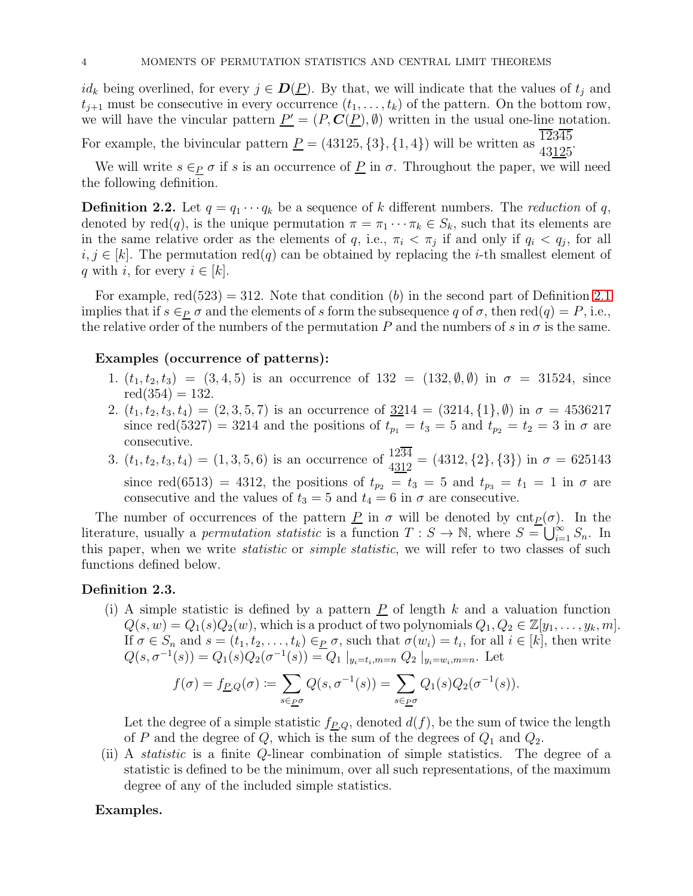$id_k$ being overlined, for every $j \in \boldsymbol{D}(\underline{P})$. By that, we will indicate that the values of $t_j$ and $t_{j+1}$ must be consecutive in every occurrence $(t_1, \ldots, t_k)$ of the pattern. On the bottom row, we will have the vincular pattern $\underline{P'} = (P, \boldsymbol{C}(\underline{P}), \emptyset)$ written in the usual one-line notation. For example, the bivincular pattern $\underline{P} = (43125, \{3\}, \{1, 4\})$ will be written as $\genfrac{}{}{0pt}{}{\overline{12}3\overline{45}}{43\underline{12}5}$.

We will write $s \in_{\underline{P}} \sigma$ if $s$ is an occurrence of $\underline{P}$ in $\sigma$. Throughout the paper, we will need the following definition.

**Definition 2.2.** Let $q = q_1 \cdots q_k$ be a sequence of $k$ different numbers. The *reduction* of $q$, denoted by $\text{red}(q)$, is the unique permutation $\pi = \pi_1 \cdots \pi_k \in S_k$, such that its elements are in the same relative order as the elements of $q$, i.e., $\pi_i < \pi_j$ if and only if $q_i < q_j$, for all $i, j \in [k]$. The permutation $\text{red}(q)$ can be obtained by replacing the $i$-th smallest element of $q$ with $i$, for every $i \in [k]$.

For example, $\text{red}(523) = 312$. Note that condition $(b)$ in the second part of Definition 2.1 implies that if $s \in_{\underline{P}} \sigma$ and the elements of $s$ form the subsequence $q$ of $\sigma$, then $\text{red}(q) = P$, i.e., the relative order of the numbers of the permutation $P$ and the numbers of $s$ in $\sigma$ is the same.

**Examples (occurrence of patterns):**

1. $(t_1, t_2, t_3) = (3, 4, 5)$ is an occurrence of $132 = (132, \emptyset, \emptyset)$ in $\sigma = 31524$, since $\text{red}(354) = 132$.
2. $(t_1, t_2, t_3, t_4) = (2, 3, 5, 7)$ is an occurrence of $\underline{32}14 = (3214, \{1\}, \emptyset)$ in $\sigma = 4536217$ since $\text{red}(5327) = 3214$ and the positions of $t_{p_1} = t_3 = 5$ and $t_{p_2} = t_2 = 3$ in $\sigma$ are consecutive.
3. $(t_1, t_2, t_3, t_4) = (1, 3, 5, 6)$ is an occurrence of $\genfrac{}{}{0pt}{}{12\overline{34}}{4\underline{31}2} = (4312, \{2\}, \{3\})$ in $\sigma = 625143$ since $\text{red}(6513) = 4312$, the positions of $t_{p_2} = t_3 = 5$ and $t_{p_3} = t_1 = 1$ in $\sigma$ are consecutive and the values of $t_3 = 5$ and $t_4 = 6$ in $\sigma$ are consecutive.

The number of occurrences of the pattern $\underline{P}$ in $\sigma$ will be denoted by $\text{cnt}_{\underline{P}}(\sigma)$. In the literature, usually a *permutation statistic* is a function $T : S \to \mathbb{N}$, where $S = \bigcup_{i=1}^{\infty} S_n$. In this paper, when we write *statistic* or *simple statistic*, we will refer to two classes of such functions defined below.

**Definition 2.3.**

(i) A simple statistic is defined by a pattern $\underline{P}$ of length $k$ and a valuation function $Q(s, w) = Q_1(s)Q_2(w)$, which is a product of two polynomials $Q_1, Q_2 \in \mathbb{Z}[y_1, \ldots, y_k, m]$. If $\sigma \in S_n$ and $s = (t_1, t_2, \ldots, t_k) \in_{\underline{P}} \sigma$, such that $\sigma(w_i) = t_i$, for all $i \in [k]$, then write $Q(s, \sigma^{-1}(s)) = Q_1(s)Q_2(\sigma^{-1}(s)) = Q_1 \mid_{y_i = t_i, m=n} Q_2 \mid_{y_i = w_i, m=n}$. Let

$$f(\sigma) = f_{\underline{P},Q}(\sigma) := \sum_{s \in_{\underline{P}} \sigma} Q(s, \sigma^{-1}(s)) = \sum_{s \in_{\underline{P}} \sigma} Q_1(s)Q_2(\sigma^{-1}(s)).$$

Let the degree of a simple statistic $f_{\underline{P},Q}$, denoted $d(f)$, be the sum of twice the length of $P$ and the degree of $Q$, which is the sum of the degrees of $Q_1$ and $Q_2$.

(ii) A *statistic* is a finite $Q$-linear combination of simple statistics. The degree of a statistic is defined to be the minimum, over all such representations, of the maximum degree of any of the included simple statistics.

**Examples.**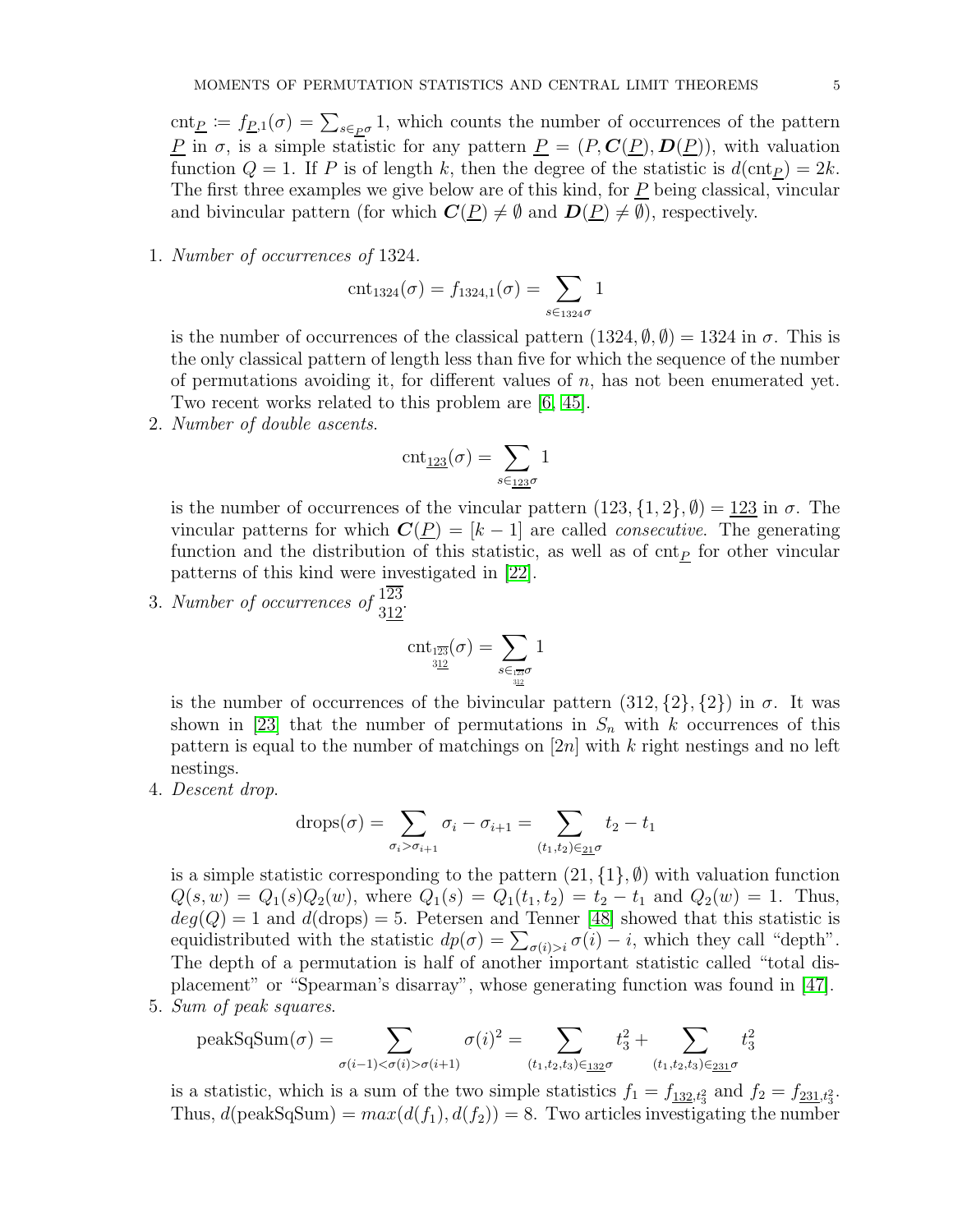$\text{cnt}_{\underline{P}} := f_{\underline{P},1}(\sigma) = \sum_{s \in_{\underline{P}} \sigma} 1$, which counts the number of occurrences of the pattern $\underline{P}$ in $\sigma$, is a simple statistic for any pattern $\underline{P} = (P, \boldsymbol{C}(\underline{P}), \boldsymbol{D}(\underline{P}))$, with valuation function $Q = 1$. If $P$ is of length $k$, then the degree of the statistic is $d(\text{cnt}_{\underline{P}}) = 2k$. The first three examples we give below are of this kind, for $\underline{P}$ being classical, vincular and bivincular pattern (for which $\boldsymbol{C}(\underline{P}) \neq \emptyset$ and $\boldsymbol{D}(\underline{P}) \neq \emptyset$), respectively.

1. *Number of occurrences of* 1324.
$$\text{cnt}_{1324}(\sigma) = f_{1324,1}(\sigma) = \sum_{s \in_{1324} \sigma} 1$$
is the number of occurrences of the classical pattern $(1324, \emptyset, \emptyset) = 1324$ in $\sigma$. This is the only classical pattern of length less than five for which the sequence of the number of permutations avoiding it, for different values of $n$, has not been enumerated yet. Two recent works related to this problem are [6, 45].
2. *Number of double ascents*.
$$\text{cnt}_{\underline{123}}(\sigma) = \sum_{s \in_{\underline{123}} \sigma} 1$$
is the number of occurrences of the vincular pattern $(123, \{1,2\}, \emptyset) = \underline{123}$ in $\sigma$. The vincular patterns for which $\boldsymbol{C}(\underline{P}) = [k-1]$ are called *consecutive*. The generating function and the distribution of this statistic, as well as of $\text{cnt}_{\underline{P}}$ for other vincular patterns of this kind were investigated in [22].
3. *Number of occurrences of* $\genfrac{}{}{0pt}{}{1\overline{23}}{3\underline{12}}$.
$$\text{cnt}_{\genfrac{}{}{0pt}{}{1\overline{23}}{3\underline{12}}}(\sigma) = \sum_{s \in_{\genfrac{}{}{0pt}{}{1\overline{23}}{3\underline{12}}} \sigma} 1$$
is the number of occurrences of the bivincular pattern $(312, \{2\}, \{2\})$ in $\sigma$. It was shown in [23] that the number of permutations in $S_n$ with $k$ occurrences of this pattern is equal to the number of matchings on $[2n]$ with $k$ right nestings and no left nestings.
4. *Descent drop*.
$$\text{drops}(\sigma) = \sum_{\sigma_i > \sigma_{i+1}} \sigma_i - \sigma_{i+1} = \sum_{(t_1,t_2) \in_{\underline{21}} \sigma} t_2 - t_1$$
is a simple statistic corresponding to the pattern $(21, \{1\}, \emptyset)$ with valuation function $Q(s,w) = Q_1(s)Q_2(w)$, where $Q_1(s) = Q_1(t_1,t_2) = t_2 - t_1$ and $Q_2(w) = 1$. Thus, $deg(Q) = 1$ and $d(\text{drops}) = 5$. Petersen and Tenner [48] showed that this statistic is equidistributed with the statistic $dp(\sigma) = \sum_{\sigma(i) > i} \sigma(i) - i$, which they call "depth". The depth of a permutation is half of another important statistic called "total displacement" or "Spearman's disarray", whose generating function was found in [47].
5. *Sum of peak squares*.
$$\text{peakSqSum}(\sigma) = \sum_{\sigma(i-1) < \sigma(i) > \sigma(i+1)} \sigma(i)^2 = \sum_{(t_1,t_2,t_3) \in_{\underline{132}} \sigma} t_3^2 + \sum_{(t_1,t_2,t_3) \in_{\underline{231}} \sigma} t_3^2$$
is a statistic, which is a sum of the two simple statistics $f_1 = f_{\underline{132},t_3^2}$ and $f_2 = f_{\underline{231},t_3^2}$. Thus, $d(\text{peakSqSum}) = max(d(f_1), d(f_2)) = 8$. Two articles investigating the number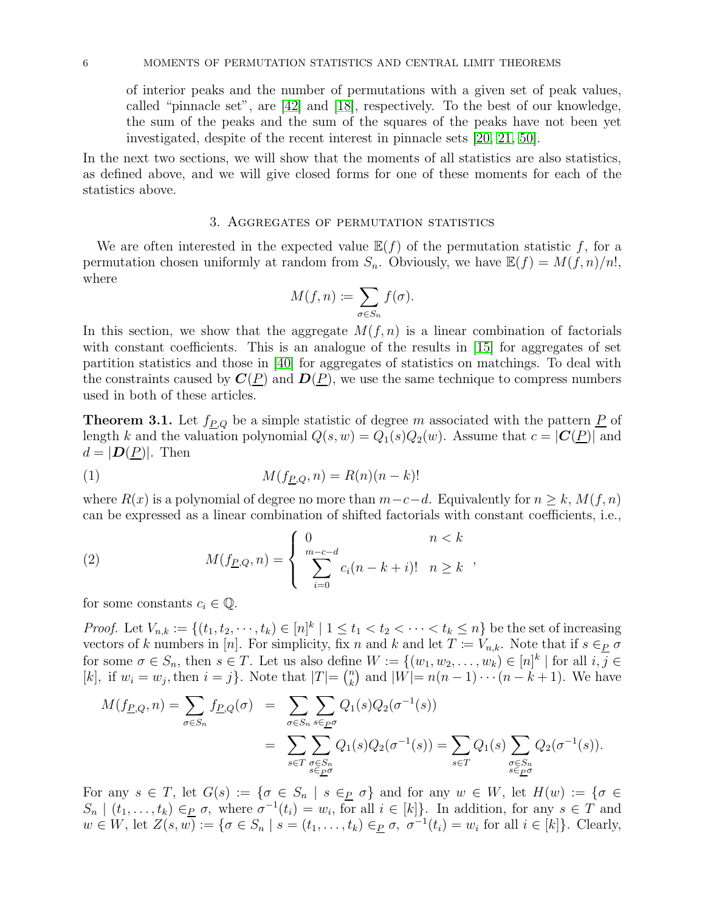of interior peaks and the number of permutations with a given set of peak values, called "pinnacle set", are [42] and [18], respectively. To the best of our knowledge, the sum of the peaks and the sum of the squares of the peaks have not been yet investigated, despite of the recent interest in pinnacle sets [20, 21, 50].

In the next two sections, we will show that the moments of all statistics are also statistics, as defined above, and we will give closed forms for one of these moments for each of the statistics above.

## 3. Aggregates of permutation statistics

We are often interested in the expected value $\mathbb{E}(f)$ of the permutation statistic $f$, for a permutation chosen uniformly at random from $S_n$. Obviously, we have $\mathbb{E}(f) = M(f,n)/n!$, where

$$M(f,n) \coloneqq \sum_{\sigma \in S_n} f(\sigma).$$

In this section, we show that the aggregate $M(f,n)$ is a linear combination of factorials with constant coefficients. This is an analogue of the results in [15] for aggregates of set partition statistics and those in [40] for aggregates of statistics on matchings. To deal with the constraints caused by $\boldsymbol{C}(\underline{P})$ and $\boldsymbol{D}(\underline{P})$, we use the same technique to compress numbers used in both of these articles.

**Theorem 3.1.** Let $f_{\underline{P},Q}$ be a simple statistic of degree $m$ associated with the pattern $\underline{P}$ of length $k$ and the valuation polynomial $Q(s,w) = Q_1(s)Q_2(w)$. Assume that $c = |\boldsymbol{C}(\underline{P})|$ and $d = |\boldsymbol{D}(\underline{P})|$. Then

$$M(f_{\underline{P},Q}, n) = R(n)(n-k)! \tag{1}$$

where $R(x)$ is a polynomial of degree no more than $m-c-d$. Equivalently for $n \geq k$, $M(f,n)$ can be expressed as a linear combination of shifted factorials with constant coefficients, i.e.,

$$M(f_{\underline{P},Q}, n) = \begin{cases} 0 & n < k \\ \displaystyle\sum_{i=0}^{m-c-d} c_i (n-k+i)! & n \geq k \end{cases}, \tag{2}$$

for some constants $c_i \in \mathbb{Q}$.

*Proof.* Let $V_{n,k} \coloneqq \{(t_1, t_2, \cdots, t_k) \in [n]^k \mid 1 \leq t_1 < t_2 < \cdots < t_k \leq n\}$ be the set of increasing vectors of $k$ numbers in $[n]$. For simplicity, fix $n$ and $k$ and let $T \coloneqq V_{n,k}$. Note that if $s \in_{\underline{P}} \sigma$ for some $\sigma \in S_n$, then $s \in T$. Let us also define $W \coloneqq \{(w_1, w_2, \ldots, w_k) \in [n]^k \mid \text{for all } i,j \in [k], \text{ if } w_i = w_j, \text{then } i = j\}$. Note that $|T| = \binom{n}{k}$ and $|W| = n(n-1)\cdots(n-k+1)$. We have

$$\begin{aligned} M(f_{\underline{P},Q}, n) = \sum_{\sigma \in S_n} f_{\underline{P},Q}(\sigma) &= \sum_{\sigma \in S_n} \sum_{s \in_{\underline{P}} \sigma} Q_1(s) Q_2(\sigma^{-1}(s)) \\ &= \sum_{s \in T} \sum_{\substack{\sigma \in S_n \\ s \in_{\underline{P}} \sigma}} Q_1(s) Q_2(\sigma^{-1}(s)) = \sum_{s \in T} Q_1(s) \sum_{\substack{\sigma \in S_n \\ s \in_{\underline{P}} \sigma}} Q_2(\sigma^{-1}(s)). \end{aligned}$$

For any $s \in T$, let $G(s) \coloneqq \{\sigma \in S_n \mid s \in_{\underline{P}} \sigma\}$ and for any $w \in W$, let $H(w) \coloneqq \{\sigma \in S_n \mid (t_1, \ldots, t_k) \in_{\underline{P}} \sigma, \text{ where } \sigma^{-1}(t_i) = w_i, \text{ for all } i \in [k]\}$. In addition, for any $s \in T$ and $w \in W$, let $Z(s,w) \coloneqq \{\sigma \in S_n \mid s = (t_1, \ldots, t_k) \in_{\underline{P}} \sigma,\ \sigma^{-1}(t_i) = w_i \text{ for all } i \in [k]\}$. Clearly,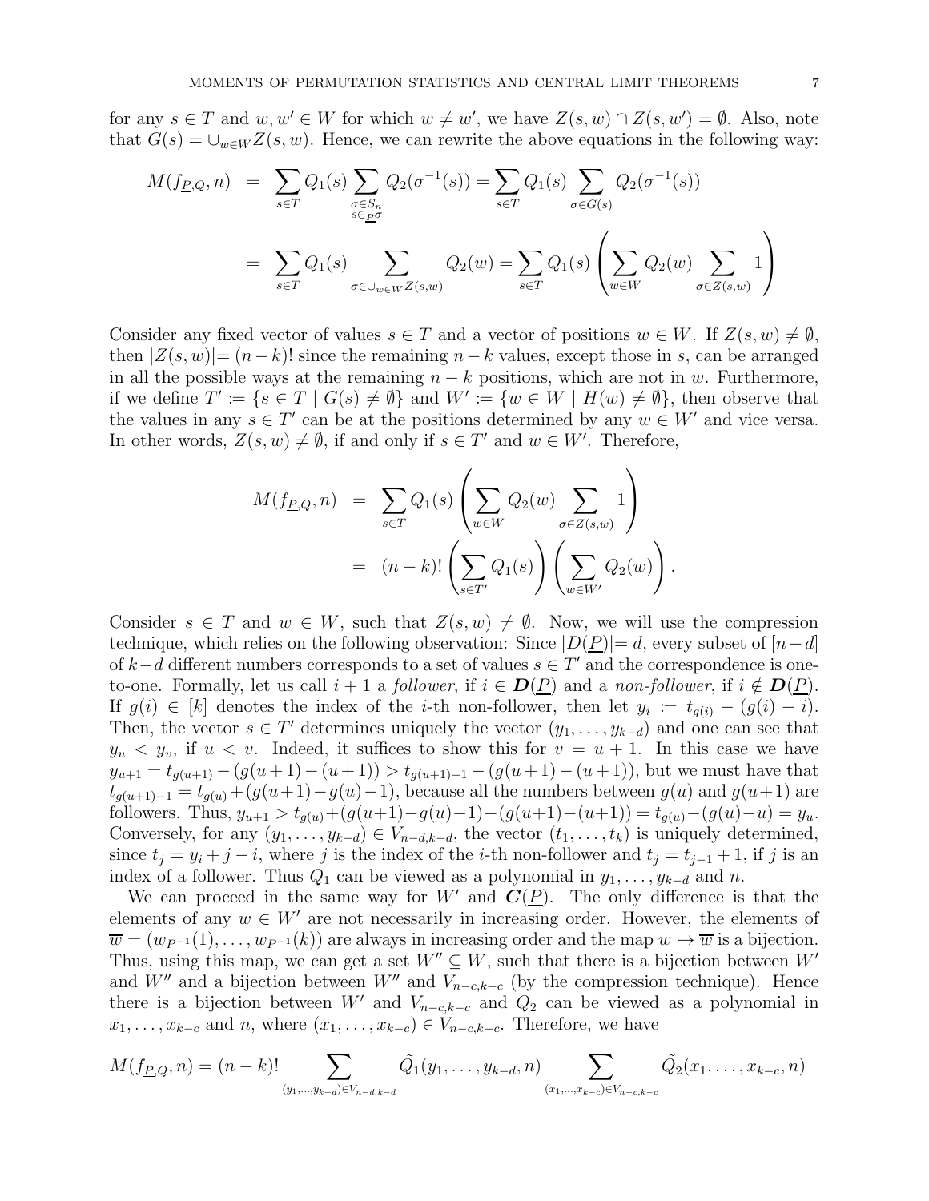for any $s \in T$ and $w, w' \in W$ for which $w \neq w'$, we have $Z(s,w) \cap Z(s,w') = \emptyset$. Also, note that $G(s) = \cup_{w \in W} Z(s,w)$. Hence, we can rewrite the above equations in the following way:

$$
\begin{aligned}
M(f_{\underline{P},Q}, n) &= \sum_{s \in T} Q_1(s) \sum_{\substack{\sigma \in S_n \\ s \in_{\underline{P}} \sigma}} Q_2(\sigma^{-1}(s)) = \sum_{s \in T} Q_1(s) \sum_{\sigma \in G(s)} Q_2(\sigma^{-1}(s)) \\
&= \sum_{s \in T} Q_1(s) \sum_{\sigma \in \cup_{w \in W} Z(s,w)} Q_2(w) = \sum_{s \in T} Q_1(s) \left( \sum_{w \in W} Q_2(w) \sum_{\sigma \in Z(s,w)} 1 \right)
\end{aligned}
$$

Consider any fixed vector of values $s \in T$ and a vector of positions $w \in W$. If $Z(s,w) \neq \emptyset$, then $|Z(s,w)| = (n-k)!$ since the remaining $n-k$ values, except those in $s$, can be arranged in all the possible ways at the remaining $n-k$ positions, which are not in $w$. Furthermore, if we define $T' := \{s \in T \mid G(s) \neq \emptyset\}$ and $W' := \{w \in W \mid H(w) \neq \emptyset\}$, then observe that the values in any $s \in T'$ can be at the positions determined by any $w \in W'$ and vice versa. In other words, $Z(s,w) \neq \emptyset$, if and only if $s \in T'$ and $w \in W'$. Therefore,

$$
\begin{aligned}
M(f_{\underline{P},Q}, n) &= \sum_{s \in T} Q_1(s) \left( \sum_{w \in W} Q_2(w) \sum_{\sigma \in Z(s,w)} 1 \right) \\
&= (n-k)! \left( \sum_{s \in T'} Q_1(s) \right) \left( \sum_{w \in W'} Q_2(w) \right).
\end{aligned}
$$

Consider $s \in T$ and $w \in W$, such that $Z(s,w) \neq \emptyset$. Now, we will use the compression technique, which relies on the following observation: Since $|D(\underline{P})| = d$, every subset of $[n-d]$ of $k-d$ different numbers corresponds to a set of values $s \in T'$ and the correspondence is one-to-one. Formally, let us call $i+1$ a *follower*, if $i \in \boldsymbol{D}(\underline{P})$ and a *non-follower*, if $i \notin \boldsymbol{D}(\underline{P})$. If $g(i) \in [k]$ denotes the index of the $i$-th non-follower, then let $y_i := t_{g(i)} - (g(i) - i)$. Then, the vector $s \in T'$ determines uniquely the vector $(y_1, \ldots, y_{k-d})$ and one can see that $y_u < y_v$, if $u < v$. Indeed, it suffices to show this for $v = u+1$. In this case we have $y_{u+1} = t_{g(u+1)} - (g(u+1) - (u+1)) > t_{g(u+1)-1} - (g(u+1) - (u+1))$, but we must have that $t_{g(u+1)-1} = t_{g(u)} + (g(u+1) - g(u) - 1)$, because all the numbers between $g(u)$ and $g(u+1)$ are followers. Thus, $y_{u+1} > t_{g(u)} + (g(u+1) - g(u) - 1) - (g(u+1) - (u+1)) = t_{g(u)} - (g(u) - u) = y_u$. Conversely, for any $(y_1, \ldots, y_{k-d}) \in V_{n-d,k-d}$, the vector $(t_1, \ldots, t_k)$ is uniquely determined, since $t_j = y_i + j - i$, where $j$ is the index of the $i$-th non-follower and $t_j = t_{j-1} + 1$, if $j$ is an index of a follower. Thus $Q_1$ can be viewed as a polynomial in $y_1, \ldots, y_{k-d}$ and $n$.

We can proceed in the same way for $W'$ and $\boldsymbol{C}(\underline{P})$. The only difference is that the elements of any $w \in W'$ are not necessarily in increasing order. However, the elements of $\overline{w} = (w_{P^{-1}}(1), \ldots, w_{P^{-1}}(k))$ are always in increasing order and the map $w \mapsto \overline{w}$ is a bijection. Thus, using this map, we can get a set $W'' \subseteq W$, such that there is a bijection between $W'$ and $W''$ and a bijection between $W''$ and $V_{n-c,k-c}$ (by the compression technique). Hence there is a bijection between $W'$ and $V_{n-c,k-c}$ and $Q_2$ can be viewed as a polynomial in $x_1, \ldots, x_{k-c}$ and $n$, where $(x_1, \ldots, x_{k-c}) \in V_{n-c,k-c}$. Therefore, we have

$$
M(f_{\underline{P},Q}, n) = (n-k)! \sum_{(y_1,\ldots,y_{k-d}) \in V_{n-d,k-d}} \tilde{Q}_1(y_1, \ldots, y_{k-d}, n) \sum_{(x_1,\ldots,x_{k-c}) \in V_{n-c,k-c}} \tilde{Q}_2(x_1, \ldots, x_{k-c}, n)
$$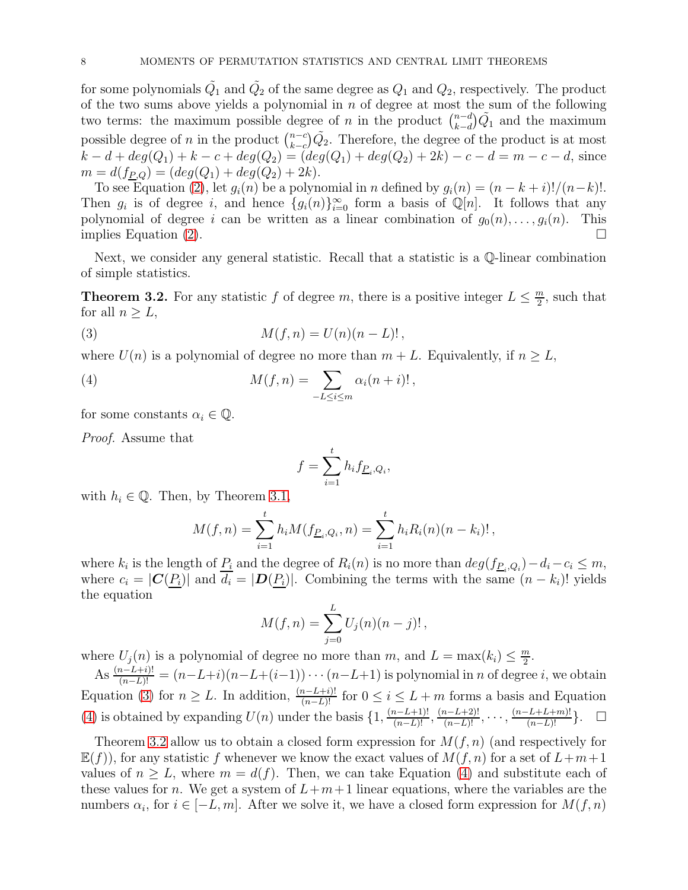for some polynomials $\tilde{Q}_1$ and $\tilde{Q}_2$ of the same degree as $Q_1$ and $Q_2$, respectively. The product of the two sums above yields a polynomial in $n$ of degree at most the sum of the following two terms: the maximum possible degree of $n$ in the product $\binom{n-d}{k-d}\tilde{Q}_1$ and the maximum possible degree of $n$ in the product $\binom{n-c}{k-c}\tilde{Q}_2$. Therefore, the degree of the product is at most $k-d+deg(Q_1)+k-c+deg(Q_2) = (deg(Q_1)+deg(Q_2)+2k)-c-d = m-c-d$, since $m = d(f_{\underline{P},Q}) = (deg(Q_1)+deg(Q_2)+2k)$.

To see Equation (2), let $g_i(n)$ be a polynomial in $n$ defined by $g_i(n) = (n-k+i)!/(n-k)!$. Then $g_i$ is of degree $i$, and hence $\{g_i(n)\}_{i=0}^{\infty}$ form a basis of $\mathbb{Q}[n]$. It follows that any polynomial of degree $i$ can be written as a linear combination of $g_0(n), \ldots, g_i(n)$. This implies Equation (2). □

Next, we consider any general statistic. Recall that a statistic is a $\mathbb{Q}$-linear combination of simple statistics.

**Theorem 3.2.** For any statistic $f$ of degree $m$, there is a positive integer $L \leq \frac{m}{2}$, such that for all $n \geq L$,

$$M(f,n) = U(n)(n-L)!\,, \tag{3}$$

where $U(n)$ is a polynomial of degree no more than $m+L$. Equivalently, if $n \geq L$,

$$M(f,n) = \sum_{-L \leq i \leq m} \alpha_i (n+i)!\,, \tag{4}$$

for some constants $\alpha_i \in \mathbb{Q}$.

*Proof.* Assume that

$$f = \sum_{i=1}^{t} h_i f_{\underline{P}_i,Q_i},$$

with $h_i \in \mathbb{Q}$. Then, by Theorem 3.1,

$$M(f,n) = \sum_{i=1}^{t} h_i M(f_{\underline{P}_i,Q_i}, n) = \sum_{i=1}^{t} h_i R_i(n)(n-k_i)!\,,$$

where $k_i$ is the length of $\underline{P_i}$ and the degree of $R_i(n)$ is no more than $deg(f_{\underline{P}_i,Q_i}) - d_i - c_i \leq m$, where $c_i = |\boldsymbol{C}(\underline{P_i})|$ and $d_i = |\boldsymbol{D}(\underline{P_i})|$. Combining the terms with the same $(n-k_i)!$ yields the equation

$$M(f,n) = \sum_{j=0}^{L} U_j(n)(n-j)!\,,$$

where $U_j(n)$ is a polynomial of degree no more than $m$, and $L = \max(k_i) \leq \frac{m}{2}$.

As $\frac{(n-L+i)!}{(n-L)!} = (n-L+i)(n-L+(i-1))\cdots(n-L+1)$ is polynomial in $n$ of degree $i$, we obtain Equation (3) for $n \geq L$. In addition, $\frac{(n-L+i)!}{(n-L)!}$ for $0 \leq i \leq L+m$ forms a basis and Equation (4) is obtained by expanding $U(n)$ under the basis $\{1, \frac{(n-L+1)!}{(n-L)!}, \frac{(n-L+2)!}{(n-L)!}, \cdots, \frac{(n-L+L+m)!}{(n-L)!}\}$. □

Theorem 3.2 allow us to obtain a closed form expression for $M(f,n)$ (and respectively for $\mathbb{E}(f)$), for any statistic $f$ whenever we know the exact values of $M(f,n)$ for a set of $L+m+1$ values of $n \geq L$, where $m = d(f)$. Then, we can take Equation (4) and substitute each of these values for $n$. We get a system of $L+m+1$ linear equations, where the variables are the numbers $\alpha_i$, for $i \in [-L, m]$. After we solve it, we have a closed form expression for $M(f,n)$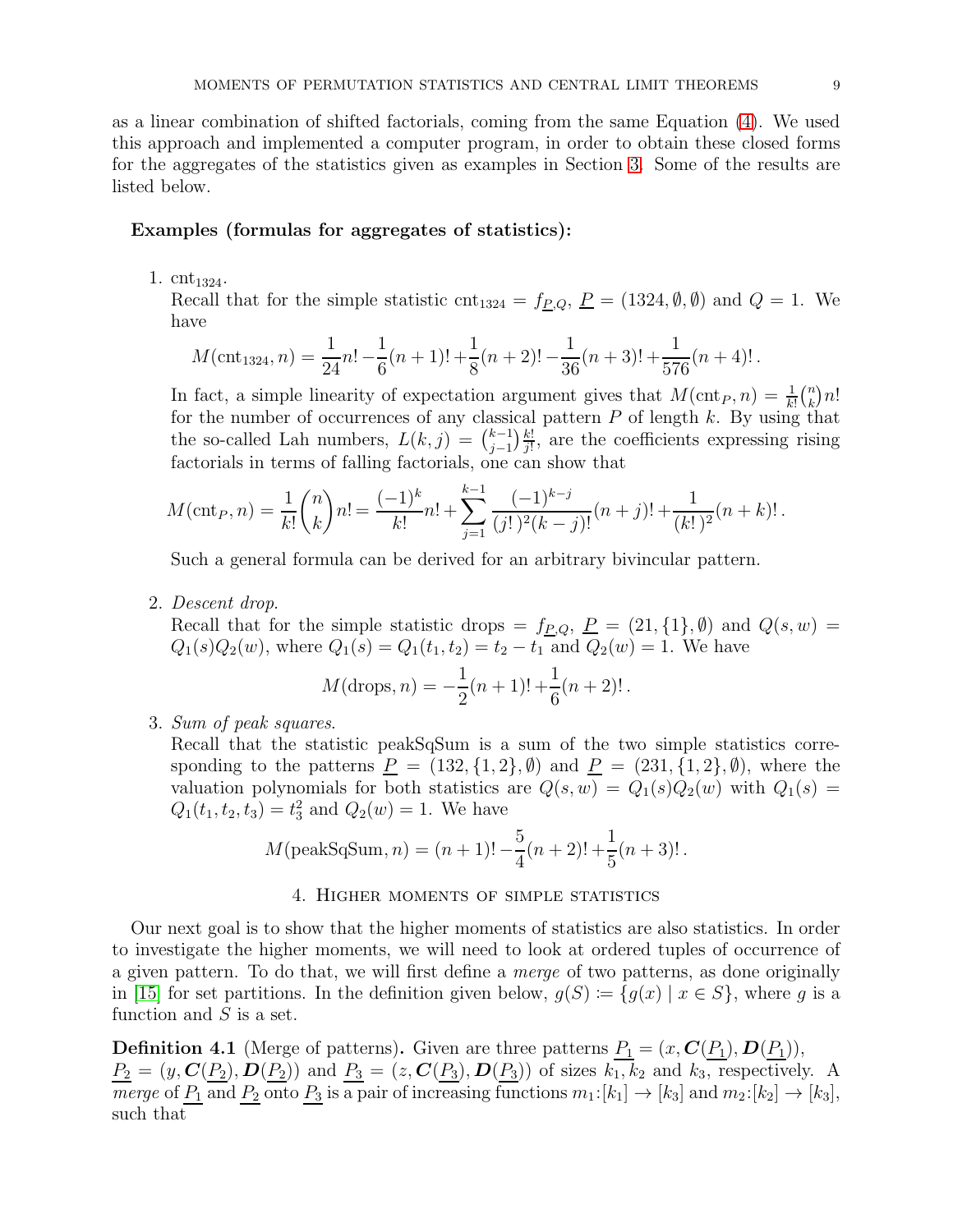as a linear combination of shifted factorials, coming from the same Equation (4). We used this approach and implemented a computer program, in order to obtain these closed forms for the aggregates of the statistics given as examples in Section 3. Some of the results are listed below.

**Examples (formulas for aggregates of statistics):**

1. $\mathrm{cnt}_{1324}$.
   Recall that for the simple statistic $\mathrm{cnt}_{1324} = f_{\underline{P},Q}$, $\underline{P} = (1324, \emptyset, \emptyset)$ and $Q = 1$. We have
   $$M(\mathrm{cnt}_{1324}, n) = \frac{1}{24}n! - \frac{1}{6}(n+1)! + \frac{1}{8}(n+2)! - \frac{1}{36}(n+3)! + \frac{1}{576}(n+4)!\,.$$
   In fact, a simple linearity of expectation argument gives that $M(\mathrm{cnt}_P, n) = \frac{1}{k!}\binom{n}{k}n!$ for the number of occurrences of any classical pattern $P$ of length $k$. By using that the so-called Lah numbers, $L(k,j) = \binom{k-1}{j-1}\frac{k!}{j!}$, are the coefficients expressing rising factorials in terms of falling factorials, one can show that
   $$M(\mathrm{cnt}_P, n) = \frac{1}{k!}\binom{n}{k}n! = \frac{(-1)^k}{k!}n! + \sum_{j=1}^{k-1}\frac{(-1)^{k-j}}{(j!)^2(k-j)!}(n+j)! + \frac{1}{(k!)^2}(n+k)!\,.$$
   Such a general formula can be derived for an arbitrary bivincular pattern.

2. *Descent drop.*
   Recall that for the simple statistic drops $= f_{\underline{P},Q}$, $\underline{P} = (21, \{1\}, \emptyset)$ and $Q(s,w) = Q_1(s)Q_2(w)$, where $Q_1(s) = Q_1(t_1, t_2) = t_2 - t_1$ and $Q_2(w) = 1$. We have
   $$M(\mathrm{drops}, n) = -\frac{1}{2}(n+1)! + \frac{1}{6}(n+2)!\,.$$

3. *Sum of peak squares.*
   Recall that the statistic peakSqSum is a sum of the two simple statistics corresponding to the patterns $\underline{P} = (132, \{1,2\}, \emptyset)$ and $\underline{P} = (231, \{1,2\}, \emptyset)$, where the valuation polynomials for both statistics are $Q(s,w) = Q_1(s)Q_2(w)$ with $Q_1(s) = Q_1(t_1, t_2, t_3) = t_3^2$ and $Q_2(w) = 1$. We have
   $$M(\mathrm{peakSqSum}, n) = (n+1)! - \frac{5}{4}(n+2)! + \frac{1}{5}(n+3)!\,.$$

## 4. Higher moments of simple statistics

Our next goal is to show that the higher moments of statistics are also statistics. In order to investigate the higher moments, we will need to look at ordered tuples of occurrence of a given pattern. To do that, we will first define a *merge* of two patterns, as done originally in [15] for set partitions. In the definition given below, $g(S) := \{g(x) \mid x \in S\}$, where $g$ is a function and $S$ is a set.

**Definition 4.1** (Merge of patterns)**.** Given are three patterns $\underline{P_1} = (x, \boldsymbol{C}(\underline{P_1}), \boldsymbol{D}(\underline{P_1}))$, $\underline{P_2} = (y, \boldsymbol{C}(\underline{P_2}), \boldsymbol{D}(\underline{P_2}))$ and $\underline{P_3} = (z, \boldsymbol{C}(\underline{P_3}), \boldsymbol{D}(\underline{P_3}))$ of sizes $k_1, k_2$ and $k_3$, respectively. A *merge* of $\underline{P_1}$ and $\underline{P_2}$ onto $\underline{P_3}$ is a pair of increasing functions $m_1 : [k_1] \to [k_3]$ and $m_2 : [k_2] \to [k_3]$, such that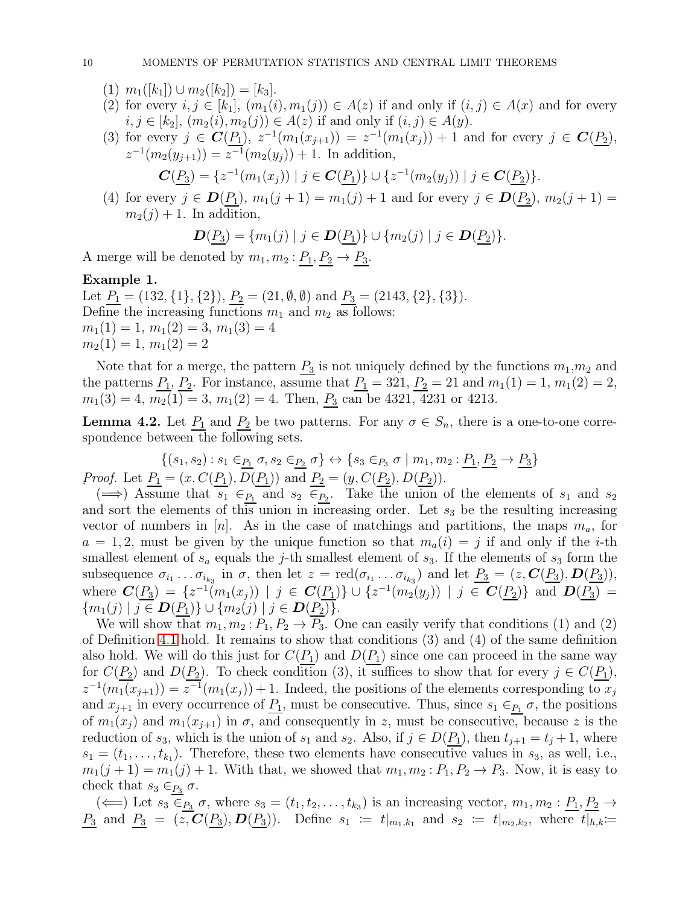(1) $m_1([k_1]) \cup m_2([k_2]) = [k_3]$.
(2) for every $i, j \in [k_1]$, $(m_1(i), m_1(j)) \in A(z)$ if and only if $(i,j) \in A(x)$ and for every $i, j \in [k_2]$, $(m_2(i), m_2(j)) \in A(z)$ if and only if $(i,j) \in A(y)$.
(3) for every $j \in \boldsymbol{C}(\underline{P_1})$, $z^{-1}(m_1(x_{j+1})) = z^{-1}(m_1(x_j)) + 1$ and for every $j \in \boldsymbol{C}(\underline{P_2})$, $z^{-1}(m_2(y_{j+1})) = z^{-1}(m_2(y_j)) + 1$. In addition,
$$\boldsymbol{C}(\underline{P_3}) = \{z^{-1}(m_1(x_j)) \mid j \in \boldsymbol{C}(\underline{P_1})\} \cup \{z^{-1}(m_2(y_j)) \mid j \in \boldsymbol{C}(\underline{P_2})\}.$$
(4) for every $j \in \boldsymbol{D}(\underline{P_1})$, $m_1(j+1) = m_1(j) + 1$ and for every $j \in \boldsymbol{D}(\underline{P_2})$, $m_2(j+1) = m_2(j) + 1$. In addition,
$$\boldsymbol{D}(\underline{P_3}) = \{m_1(j) \mid j \in \boldsymbol{D}(\underline{P_1})\} \cup \{m_2(j) \mid j \in \boldsymbol{D}(\underline{P_2})\}.$$

A merge will be denoted by $m_1, m_2 : \underline{P_1}, \underline{P_2} \to \underline{P_3}$.

**Example 1.**
Let $\underline{P_1} = (132, \{1\}, \{2\})$, $\underline{P_2} = (21, \emptyset, \emptyset)$ and $\underline{P_3} = (2143, \{2\}, \{3\})$.
Define the increasing functions $m_1$ and $m_2$ as follows:
$m_1(1) = 1$, $m_1(2) = 3$, $m_1(3) = 4$
$m_2(1) = 1$, $m_1(2) = 2$

Note that for a merge, the pattern $\underline{P_3}$ is not uniquely defined by the functions $m_1$,$m_2$ and the patterns $\underline{P_1}$, $\underline{P_2}$. For instance, assume that $\underline{P_1} = 321$, $\underline{P_2} = 21$ and $m_1(1) = 1$, $m_1(2) = 2$, $m_1(3) = 4$, $m_2(1) = 3$, $m_1(2) = 4$. Then, $\underline{P_3}$ can be 4321, 4231 or 4213.

**Lemma 4.2.** Let $\underline{P_1}$ and $\underline{P_2}$ be two patterns. For any $\sigma \in S_n$, there is a one-to-one correspondence between the following sets.
$$\{(s_1, s_2) : s_1 \in_{\underline{P_1}} \sigma, s_2 \in_{\underline{P_2}} \sigma\} \leftrightarrow \{s_3 \in_{P_3} \sigma \mid m_1, m_2 : \underline{P_1}, \underline{P_2} \to \underline{P_3}\}$$

*Proof.* Let $\underline{P_1} = (x, C(\underline{P_1}), D(\underline{P_1}))$ and $\underline{P_2} = (y, C(\underline{P_2}), D(\underline{P_2}))$.

($\Longrightarrow$) Assume that $s_1 \in_{\underline{P_1}}$ and $s_2 \in_{\underline{P_2}}$. Take the union of the elements of $s_1$ and $s_2$ and sort the elements of this union in increasing order. Let $s_3$ be the resulting increasing vector of numbers in $[n]$. As in the case of matchings and partitions, the maps $m_a$, for $a = 1, 2$, must be given by the unique function so that $m_a(i) = j$ if and only if the $i$-th smallest element of $s_a$ equals the $j$-th smallest element of $s_3$. If the elements of $s_3$ form the subsequence $\sigma_{i_1} \dots \sigma_{i_{k_3}}$ in $\sigma$, then let $z = \text{red}(\sigma_{i_1} \dots \sigma_{i_{k_3}})$ and let $\underline{P_3} = (z, \boldsymbol{C}(\underline{P_3}), \boldsymbol{D}(\underline{P_3}))$, where $\boldsymbol{C}(\underline{P_3}) = \{z^{-1}(m_1(x_j)) \mid j \in \boldsymbol{C}(\underline{P_1})\} \cup \{z^{-1}(m_2(y_j)) \mid j \in \boldsymbol{C}(\underline{P_2})\}$ and $\boldsymbol{D}(\underline{P_3}) = \{m_1(j) \mid j \in \boldsymbol{D}(\underline{P_1})\} \cup \{m_2(j) \mid j \in \boldsymbol{D}(\underline{P_2})\}$.

We will show that $m_1, m_2 : P_1, P_2 \to P_3$. One can easily verify that conditions (1) and (2) of Definition 4.1 hold. It remains to show that conditions (3) and (4) of the same definition also hold. We will do this just for $C(\underline{P_1})$ and $D(\underline{P_1})$ since one can proceed in the same way for $C(\underline{P_2})$ and $D(\underline{P_2})$. To check condition (3), it suffices to show that for every $j \in C(\underline{P_1})$, $z^{-1}(m_1(x_{j+1})) = z^{-1}(m_1(x_j)) + 1$. Indeed, the positions of the elements corresponding to $x_j$ and $x_{j+1}$ in every occurrence of $\underline{P_1}$, must be consecutive. Thus, since $s_1 \in_{\underline{P_1}} \sigma$, the positions of $m_1(x_j)$ and $m_1(x_{j+1})$ in $\sigma$, and consequently in $z$, must be consecutive, because $z$ is the reduction of $s_3$, which is the union of $s_1$ and $s_2$. Also, if $j \in D(\underline{P_1})$, then $t_{j+1} = t_j + 1$, where $s_1 = (t_1, \dots, t_{k_1})$. Therefore, these two elements have consecutive values in $s_3$, as well, i.e., $m_1(j+1) = m_1(j) + 1$. With that, we showed that $m_1, m_2 : P_1, P_2 \to P_3$. Now, it is easy to check that $s_3 \in_{\underline{P_3}} \sigma$.

($\Longleftarrow$) Let $s_3 \in_{\underline{P_3}} \sigma$, where $s_3 = (t_1, t_2, \dots, t_{k_3})$ is an increasing vector, $m_1, m_2 : \underline{P_1}, \underline{P_2} \to \underline{P_3}$ and $\underline{P_3} = (z, \boldsymbol{C}(\underline{P_3}), \boldsymbol{D}(\underline{P_3}))$. Define $s_1 := t|_{m_1,k_1}$ and $s_2 := t|_{m_2,k_2}$, where $t|_{h,k} :=$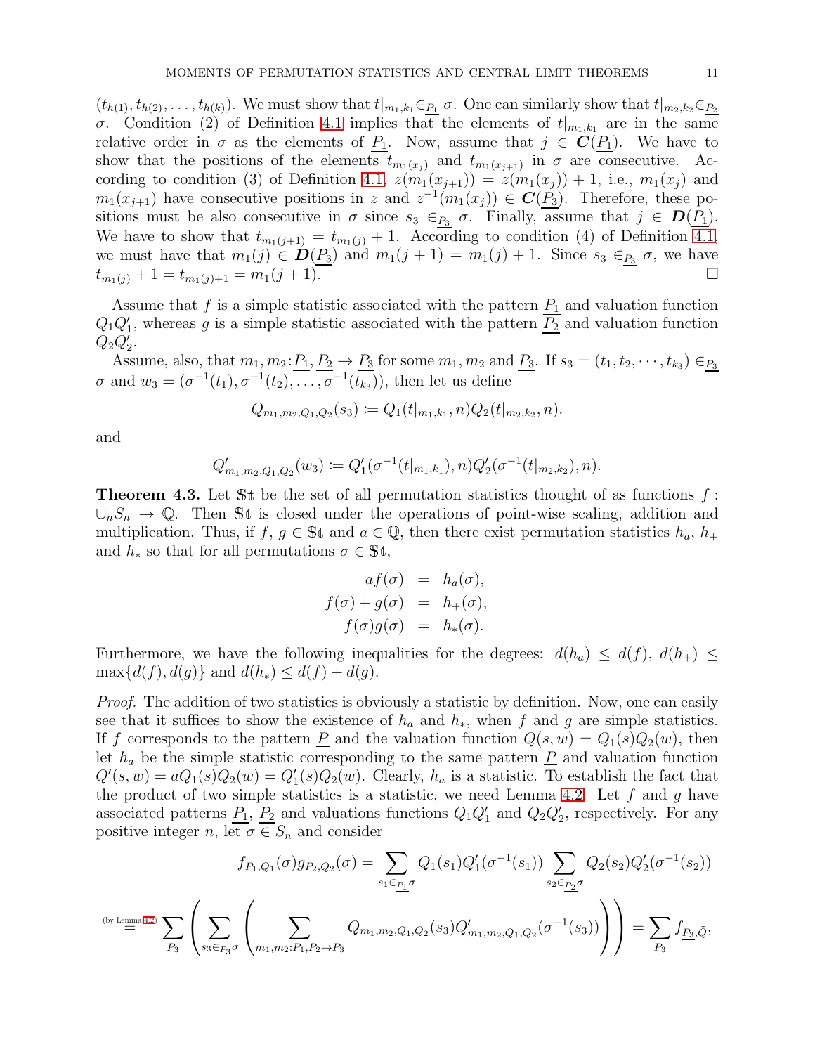$(t_{h(1)}, t_{h(2)}, \ldots, t_{h(k)})$. We must show that $t|_{m_1,k_1} \in_{\underline{P_1}} \sigma$. One can similarly show that $t|_{m_2,k_2} \in_{\underline{P_2}} \sigma$. Condition (2) of Definition 4.1 implies that the elements of $t|_{m_1,k_1}$ are in the same relative order in $\sigma$ as the elements of $\underline{P_1}$. Now, assume that $j \in \boldsymbol{C}(\underline{P_1})$. We have to show that the positions of the elements $t_{m_1(x_j)}$ and $t_{m_1(x_{j+1})}$ in $\sigma$ are consecutive. According to condition (3) of Definition 4.1, $z(m_1(x_{j+1})) = z(m_1(x_j)) + 1$, i.e., $m_1(x_j)$ and $m_1(x_{j+1})$ have consecutive positions in $z$ and $z^{-1}(m_1(x_j)) \in \boldsymbol{C}(\underline{P_3})$. Therefore, these positions must be also consecutive in $\sigma$ since $s_3 \in_{\underline{P_3}} \sigma$. Finally, assume that $j \in \boldsymbol{D}(\underline{P_1})$. We have to show that $t_{m_1(j+1)} = t_{m_1(j)} + 1$. According to condition (4) of Definition 4.1, we must have that $m_1(j) \in \boldsymbol{D}(\underline{P_3})$ and $m_1(j+1) = m_1(j) + 1$. Since $s_3 \in_{\underline{P_3}} \sigma$, we have $t_{m_1(j)} + 1 = t_{m_1(j)+1} = m_1(j+1)$. $\square$

Assume that $f$ is a simple statistic associated with the pattern $\underline{P_1}$ and valuation function $Q_1Q_1'$, whereas $g$ is a simple statistic associated with the pattern $\underline{P_2}$ and valuation function $Q_2Q_2'$.

Assume, also, that $m_1, m_2 : \underline{P_1}, \underline{P_2} \to \underline{P_3}$ for some $m_1, m_2$ and $\underline{P_3}$. If $s_3 = (t_1, t_2, \cdots, t_{k_3}) \in_{\underline{P_3}} \sigma$ and $w_3 = (\sigma^{-1}(t_1), \sigma^{-1}(t_2), \ldots, \sigma^{-1}(t_{k_3}))$, then let us define

$$Q_{m_1,m_2,Q_1,Q_2}(s_3) := Q_1(t|_{m_1,k_1}, n)Q_2(t|_{m_2,k_2}, n).$$

and

$$Q'_{m_1,m_2,Q_1,Q_2}(w_3) := Q'_1(\sigma^{-1}(t|_{m_1,k_1}), n)Q'_2(\sigma^{-1}(t|_{m_2,k_2}), n).$$

**Theorem 4.3.** Let $\mathbb{S}\mathfrak{t}$ be the set of all permutation statistics thought of as functions $f : \cup_n S_n \to \mathbb{Q}$. Then $\mathbb{S}\mathfrak{t}$ is closed under the operations of point-wise scaling, addition and multiplication. Thus, if $f, g \in \mathbb{S}\mathfrak{t}$ and $a \in \mathbb{Q}$, then there exist permutation statistics $h_a$, $h_+$ and $h_*$ so that for all permutations $\sigma \in \mathbb{S}\mathfrak{t}$,

$$\begin{aligned} af(\sigma) &= h_a(\sigma), \\ f(\sigma) + g(\sigma) &= h_+(\sigma), \\ f(\sigma)g(\sigma) &= h_*(\sigma). \end{aligned}$$

Furthermore, we have the following inequalities for the degrees: $d(h_a) \le d(f)$, $d(h_+) \le \max\{d(f), d(g)\}$ and $d(h_*) \le d(f) + d(g)$.

*Proof.* The addition of two statistics is obviously a statistic by definition. Now, one can easily see that it suffices to show the existence of $h_a$ and $h_*$, when $f$ and $g$ are simple statistics. If $f$ corresponds to the pattern $\underline{P}$ and the valuation function $Q(s, w) = Q_1(s)Q_2(w)$, then let $h_a$ be the simple statistic corresponding to the same pattern $\underline{P}$ and valuation function $Q'(s, w) = aQ_1(s)Q_2(w) = Q'_1(s)Q_2(w)$. Clearly, $h_a$ is a statistic. To establish the fact that the product of two simple statistics is a statistic, we need Lemma 4.2. Let $f$ and $g$ have associated patterns $\underline{P_1}$, $\underline{P_2}$ and valuations functions $Q_1Q'_1$ and $Q_2Q'_2$, respectively. For any positive integer $n$, let $\sigma \in S_n$ and consider

$$f_{\underline{P_1},Q_1}(\sigma)g_{\underline{P_2},Q_2}(\sigma) = \sum_{s_1 \in_{\underline{P_1}} \sigma} Q_1(s_1)Q'_1(\sigma^{-1}(s_1)) \sum_{s_2 \in_{\underline{P_2}} \sigma} Q_2(s_2)Q'_2(\sigma^{-1}(s_2))$$

$$\overset{\text{(by Lemma 4.2)}}{=} \sum_{\underline{P_3}} \left( \sum_{s_3 \in_{\underline{P_3}} \sigma} \left( \sum_{m_1,m_2 : \underline{P_1},\underline{P_2} \to \underline{P_3}} Q_{m_1,m_2,Q_1,Q_2}(s_3)Q'_{m_1,m_2,Q_1,Q_2}(\sigma^{-1}(s_3)) \right) \right) = \sum_{\underline{P_3}} f_{\underline{P_3},\tilde{Q}},$$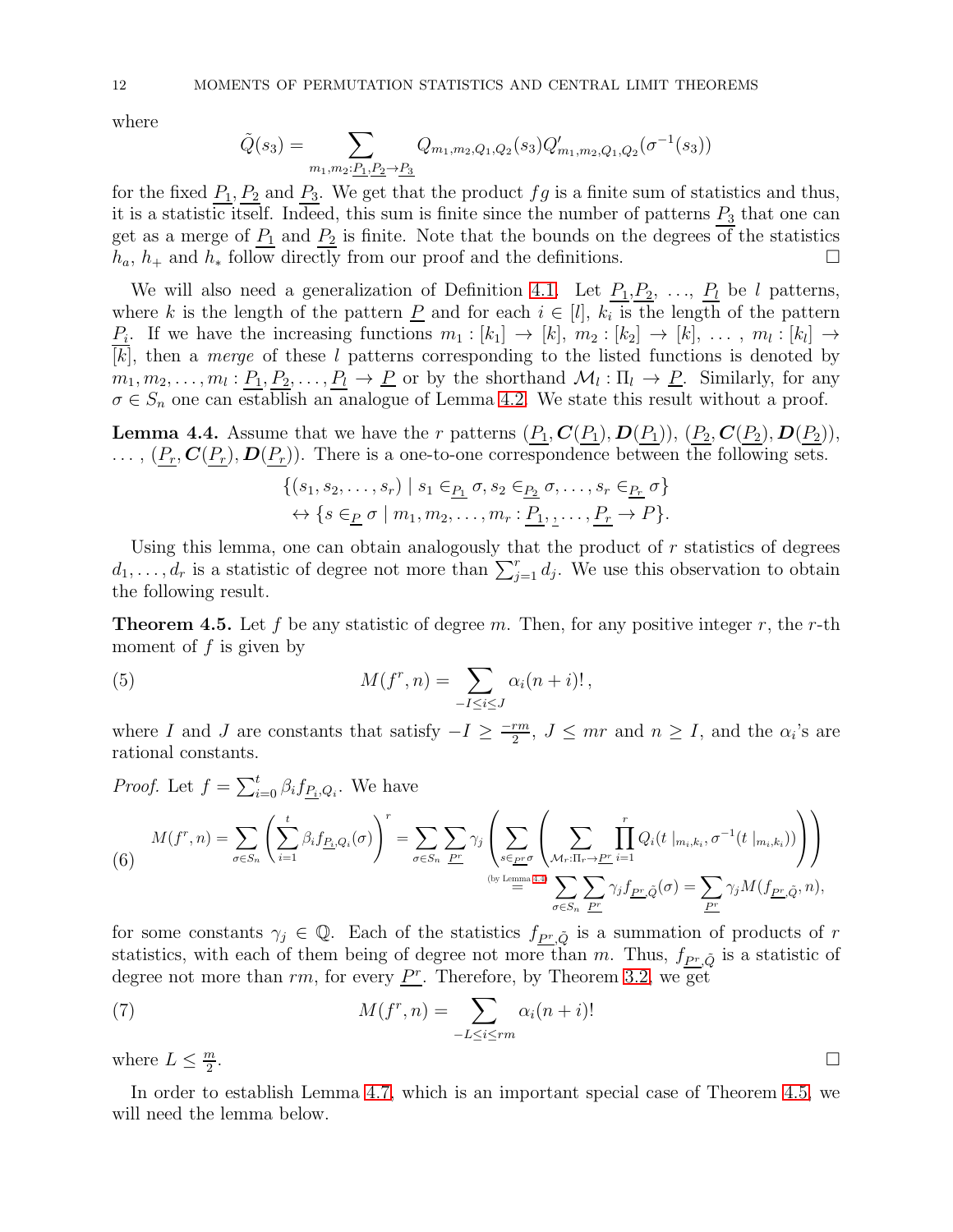where

$$\tilde{Q}(s_3) = \sum_{m_1,m_2:\underline{P_1},\underline{P_2}\to\underline{P_3}} Q_{m_1,m_2,Q_1,Q_2}(s_3)Q'_{m_1,m_2,Q_1,Q_2}(\sigma^{-1}(s_3))$$

for the fixed $\underline{P_1}$, $\underline{P_2}$ and $\underline{P_3}$. We get that the product $fg$ is a finite sum of statistics and thus, it is a statistic itself. Indeed, this sum is finite since the number of patterns $\underline{P_3}$ that one can get as a merge of $\underline{P_1}$ and $\underline{P_2}$ is finite. Note that the bounds on the degrees of the statistics $h_a$, $h_+$ and $h_*$ follow directly from our proof and the definitions. $\square$

We will also need a generalization of Definition 4.1. Let $\underline{P_1}, \underline{P_2}, \ldots, \underline{P_l}$ be $l$ patterns, where $k$ is the length of the pattern $\underline{P}$ and for each $i \in [l]$, $k_i$ is the length of the pattern $\underline{P_i}$. If we have the increasing functions $m_1 : [k_1] \to [k]$, $m_2 : [k_2] \to [k]$, $\ldots$ , $m_l : [k_l] \to [k]$, then a *merge* of these $l$ patterns corresponding to the listed functions is denoted by $m_1, m_2, \ldots, m_l : \underline{P_1}, \underline{P_2}, \ldots, \underline{P_l} \to \underline{P}$ or by the shorthand $\mathcal{M}_l : \Pi_l \to \underline{P}$. Similarly, for any $\sigma \in S_n$ one can establish an analogue of Lemma 4.2. We state this result without a proof.

**Lemma 4.4.** Assume that we have the $r$ patterns $(\underline{P_1}, \boldsymbol{C}(\underline{P_1}), \boldsymbol{D}(\underline{P_1}))$, $(\underline{P_2}, \boldsymbol{C}(\underline{P_2}), \boldsymbol{D}(\underline{P_2}))$, $\ldots$ , $(\underline{P_r}, \boldsymbol{C}(\underline{P_r}), \boldsymbol{D}(\underline{P_r}))$. There is a one-to-one correspondence between the following sets.

$$\{(s_1, s_2, \ldots, s_r) \mid s_1 \in_{\underline{P_1}} \sigma, s_2 \in_{\underline{P_2}} \sigma, \ldots, s_r \in_{\underline{P_r}} \sigma\}$$
$$\leftrightarrow \{s \in_{\underline{P}} \sigma \mid m_1, m_2, \ldots, m_r : \underline{P_1}, \underline{,}, \ldots, \underline{P_r} \to P\}.$$

Using this lemma, one can obtain analogously that the product of $r$ statistics of degrees $d_1, \ldots, d_r$ is a statistic of degree not more than $\sum_{j=1}^{r} d_j$. We use this observation to obtain the following result.

**Theorem 4.5.** Let $f$ be any statistic of degree $m$. Then, for any positive integer $r$, the $r$-th moment of $f$ is given by

$$M(f^r, n) = \sum_{-I \leq i \leq J} \alpha_i (n+i)!\,, \tag{5}$$

where $I$ and $J$ are constants that satisfy $-I \geq \frac{-rm}{2}$, $J \leq mr$ and $n \geq I$, and the $\alpha_i$'s are rational constants.

*Proof.* Let $f = \sum_{i=0}^{t} \beta_i f_{\underline{P_i}, Q_i}$. We have

$$\begin{aligned} M(f^r, n) &= \sum_{\sigma \in S_n} \left( \sum_{i=1}^{t} \beta_i f_{\underline{P_i}, Q_i}(\sigma) \right)^r = \sum_{\sigma \in S_n} \sum_{\underline{P^r}} \gamma_j \left( \sum_{s \in_{\underline{P^r}} \sigma} \left( \sum_{\mathcal{M}_r : \Pi_r \to \underline{P^r}} \prod_{i=1}^{r} Q_i(t\mid_{m_i,k_i}, \sigma^{-1}(t\mid_{m_i,k_i})) \right) \right) \\ &\overset{\text{(by Lemma 4.4)}}{=} \sum_{\sigma \in S_n} \sum_{\underline{P^r}} \gamma_j f_{\underline{P^r}, \tilde{Q}}(\sigma) = \sum_{\underline{P^r}} \gamma_j M(f_{\underline{P^r}, \tilde{Q}}, n), \end{aligned} \tag{6}$$

for some constants $\gamma_j \in \mathbb{Q}$. Each of the statistics $f_{\underline{P^r}, \tilde{Q}}$ is a summation of products of $r$ statistics, with each of them being of degree not more than $m$. Thus, $f_{\underline{P^r}, \tilde{Q}}$ is a statistic of degree not more than $rm$, for every $\underline{P^r}$. Therefore, by Theorem 3.2, we get

$$M(f^r, n) = \sum_{-L \leq i \leq rm} \alpha_i (n+i)! \tag{7}$$

where $L \leq \frac{m}{2}$. $\square$

In order to establish Lemma 4.7, which is an important special case of Theorem 4.5, we will need the lemma below.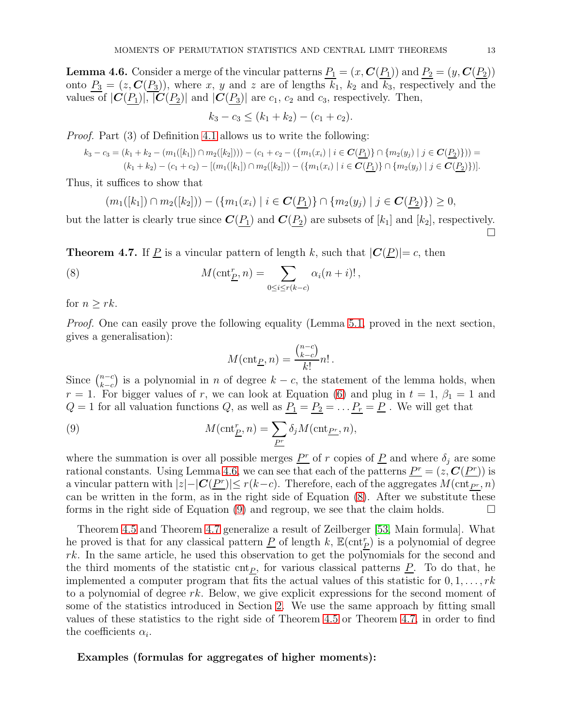**Lemma 4.6.** Consider a merge of the vincular patterns $\underline{P_1} = (x, \boldsymbol{C}(\underline{P_1}))$ and $\underline{P_2} = (y, \boldsymbol{C}(\underline{P_2}))$ onto $\underline{P_3} = (z, \boldsymbol{C}(\underline{P_3}))$, where $x$, $y$ and $z$ are of lengths $k_1$, $k_2$ and $k_3$, respectively and the values of $|\boldsymbol{C}(\underline{P_1})|$, $|\boldsymbol{C}(\underline{P_2})|$ and $|\boldsymbol{C}(\underline{P_3})|$ are $c_1$, $c_2$ and $c_3$, respectively. Then,

$$k_3 - c_3 \leq (k_1 + k_2) - (c_1 + c_2).$$

*Proof.* Part (3) of Definition 4.1 allows us to write the following:

$$k_3 - c_3 = (k_1 + k_2 - (m_1([k_1]) \cap m_2([k_2]))) - (c_1 + c_2 - (\{m_1(x_i) \mid i \in \boldsymbol{C}(\underline{P_1})\} \cap \{m_2(y_j) \mid j \in \boldsymbol{C}(\underline{P_2})\})) =$$
$$(k_1 + k_2) - (c_1 + c_2) - [(m_1([k_1]) \cap m_2([k_2])) - (\{m_1(x_i) \mid i \in \boldsymbol{C}(\underline{P_1})\} \cap \{m_2(y_j) \mid j \in \boldsymbol{C}(\underline{P_2})\})].$$

Thus, it suffices to show that

$$(m_1([k_1]) \cap m_2([k_2])) - (\{m_1(x_i) \mid i \in \boldsymbol{C}(\underline{P_1})\} \cap \{m_2(y_j) \mid j \in \boldsymbol{C}(\underline{P_2})\}) \geq 0,$$

but the latter is clearly true since $\boldsymbol{C}(\underline{P_1})$ and $\boldsymbol{C}(\underline{P_2})$ are subsets of $[k_1]$ and $[k_2]$, respectively. □

**Theorem 4.7.** If $\underline{P}$ is a vincular pattern of length $k$, such that $|\boldsymbol{C}(\underline{P})| = c$, then

$$M(\text{cnt}^r_{\underline{P}}, n) = \sum_{0 \leq i \leq r(k-c)} \alpha_i (n+i)!\,, \tag{8}$$

for $n \geq rk$.

*Proof.* One can easily prove the following equality (Lemma 5.1, proved in the next section, gives a generalisation):

$$M(\text{cnt}_{\underline{P}}, n) = \frac{\binom{n-c}{k-c}}{k!} n!\,.$$

Since $\binom{n-c}{k-c}$ is a polynomial in $n$ of degree $k-c$, the statement of the lemma holds, when $r = 1$. For bigger values of $r$, we can look at Equation (6) and plug in $t = 1$, $\beta_1 = 1$ and $Q = 1$ for all valuation functions $Q$, as well as $\underline{P_1} = \underline{P_2} = \dots \underline{P_r} = \underline{P}$ . We will get that

$$M(\text{cnt}^r_{\underline{P}}, n) = \sum_{\underline{P^r}} \delta_j M(\text{cnt}_{\underline{P^r}}, n), \tag{9}$$

where the summation is over all possible merges $\underline{P^r}$ of $r$ copies of $\underline{P}$ and where $\delta_j$ are some rational constants. Using Lemma 4.6, we can see that each of the patterns $\underline{P^r} = (z, \boldsymbol{C}(\underline{P^r}))$ is a vincular pattern with $|z| - |\boldsymbol{C}(\underline{P^r})| \leq r(k-c)$. Therefore, each of the aggregates $M(\text{cnt}_{\underline{P^r}}, n)$ can be written in the form, as in the right side of Equation (8). After we substitute these forms in the right side of Equation (9) and regroup, we see that the claim holds. □

Theorem 4.5 and Theorem 4.7 generalize a result of Zeilberger [53, Main formula]. What he proved is that for any classical pattern $\underline{P}$ of length $k$, $\mathbb{E}(\text{cnt}^r_{\underline{P}})$ is a polynomial of degree $rk$. In the same article, he used this observation to get the polynomials for the second and the third moments of the statistic $\text{cnt}_{\underline{P}}$, for various classical patterns $\underline{P}$. To do that, he implemented a computer program that fits the actual values of this statistic for $0, 1, \dots, rk$ to a polynomial of degree $rk$. Below, we give explicit expressions for the second moment of some of the statistics introduced in Section 2. We use the same approach by fitting small values of these statistics to the right side of Theorem 4.5 or Theorem 4.7, in order to find the coefficients $\alpha_i$.

**Examples (formulas for aggregates of higher moments):**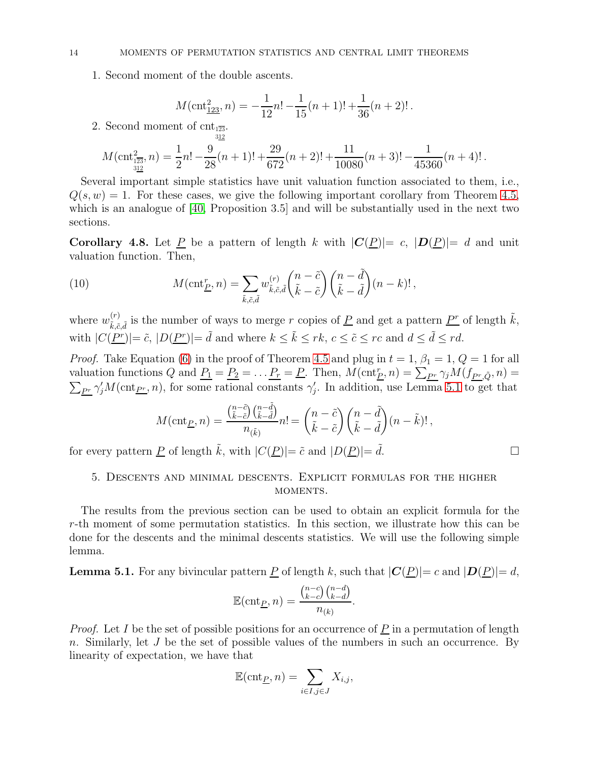1. Second moment of the double ascents.

$$M(\mathrm{cnt}^2_{\underline{123}}, n) = -\frac{1}{12}n! - \frac{1}{15}(n+1)! + \frac{1}{36}(n+2)!\,.$$

2. Second moment of $\mathrm{cnt}_{\substack{\overline{123}\\ 3\underline{12}}}$.

$$M(\mathrm{cnt}^2_{\substack{\overline{123}\\ 3\underline{12}}}, n) = \frac{1}{2}n! - \frac{9}{28}(n+1)! + \frac{29}{672}(n+2)! + \frac{11}{10080}(n+3)! - \frac{1}{45360}(n+4)!\,.$$

Several important simple statistics have unit valuation function associated to them, i.e., $Q(s,w) = 1$. For these cases, we give the following important corollary from Theorem 4.5, which is an analogue of [40, Proposition 3.5] and will be substantially used in the next two sections.

**Corollary 4.8.** Let $\underline{P}$ be a pattern of length $k$ with $|\boldsymbol{C}(\underline{P})| = c$, $|\boldsymbol{D}(\underline{P})| = d$ and unit valuation function. Then,

$$M(\mathrm{cnt}^r_{\underline{P}}, n) = \sum_{\tilde{k},\tilde{c},\tilde{d}} w^{(r)}_{\tilde{k},\tilde{c},\tilde{d}} \binom{n-\tilde{c}}{\tilde{k}-\tilde{c}}\binom{n-\tilde{d}}{\tilde{k}-\tilde{d}}(n-k)!\,, \tag{10}$$

where $w^{(r)}_{\tilde{k},\tilde{c},\tilde{d}}$ is the number of ways to merge $r$ copies of $\underline{P}$ and get a pattern $\underline{P^r}$ of length $\tilde{k}$, with $|C(\underline{P^r})| = \tilde{c}$, $|D(\underline{P^r})| = \tilde{d}$ and where $k \le \tilde{k} \le rk$, $c \le \tilde{c} \le rc$ and $d \le \tilde{d} \le rd$.

*Proof.* Take Equation (6) in the proof of Theorem 4.5 and plug in $t = 1$, $\beta_1 = 1$, $Q = 1$ for all valuation functions $Q$ and $\underline{P_1} = \underline{P_2} = \dots \underline{P_r} = \underline{P}$. Then, $M(\mathrm{cnt}^r_{\underline{P}}, n) = \sum_{\underline{P^r}} \gamma_j M(f_{\underline{P^r},\tilde{Q}}, n) = \sum_{\underline{P^r}} \gamma'_j M(\mathrm{cnt}_{\underline{P^r}}, n)$, for some rational constants $\gamma'_j$. In addition, use Lemma 5.1 to get that

$$M(\mathrm{cnt}_{\underline{P}}, n) = \frac{\binom{n-\tilde{c}}{\tilde{k}-\tilde{c}}\binom{n-\tilde{d}}{\tilde{k}-\tilde{d}}}{n_{(\tilde{k})}} n! = \binom{n-\tilde{c}}{\tilde{k}-\tilde{c}}\binom{n-\tilde{d}}{\tilde{k}-\tilde{d}}(n-\tilde{k})!\,,$$

for every pattern $\underline{P}$ of length $\tilde{k}$, with $|C(\underline{P})| = \tilde{c}$ and $|D(\underline{P})| = \tilde{d}$. □

## 5. Descents and minimal descents. Explicit formulas for the higher moments.

The results from the previous section can be used to obtain an explicit formula for the $r$-th moment of some permutation statistics. In this section, we illustrate how this can be done for the descents and the minimal descents statistics. We will use the following simple lemma.

**Lemma 5.1.** For any bivincular pattern $\underline{P}$ of length $k$, such that $|\boldsymbol{C}(\underline{P})| = c$ and $|\boldsymbol{D}(\underline{P})| = d$,

$$\mathbb{E}(\mathrm{cnt}_{\underline{P}}, n) = \frac{\binom{n-c}{k-c}\binom{n-d}{k-d}}{n_{(k)}}.$$

*Proof.* Let $I$ be the set of possible positions for an occurrence of $\underline{P}$ in a permutation of length $n$. Similarly, let $J$ be the set of possible values of the numbers in such an occurrence. By linearity of expectation, we have that

$$\mathbb{E}(\mathrm{cnt}_{\underline{P}}, n) = \sum_{i\in I, j\in J} X_{i,j},$$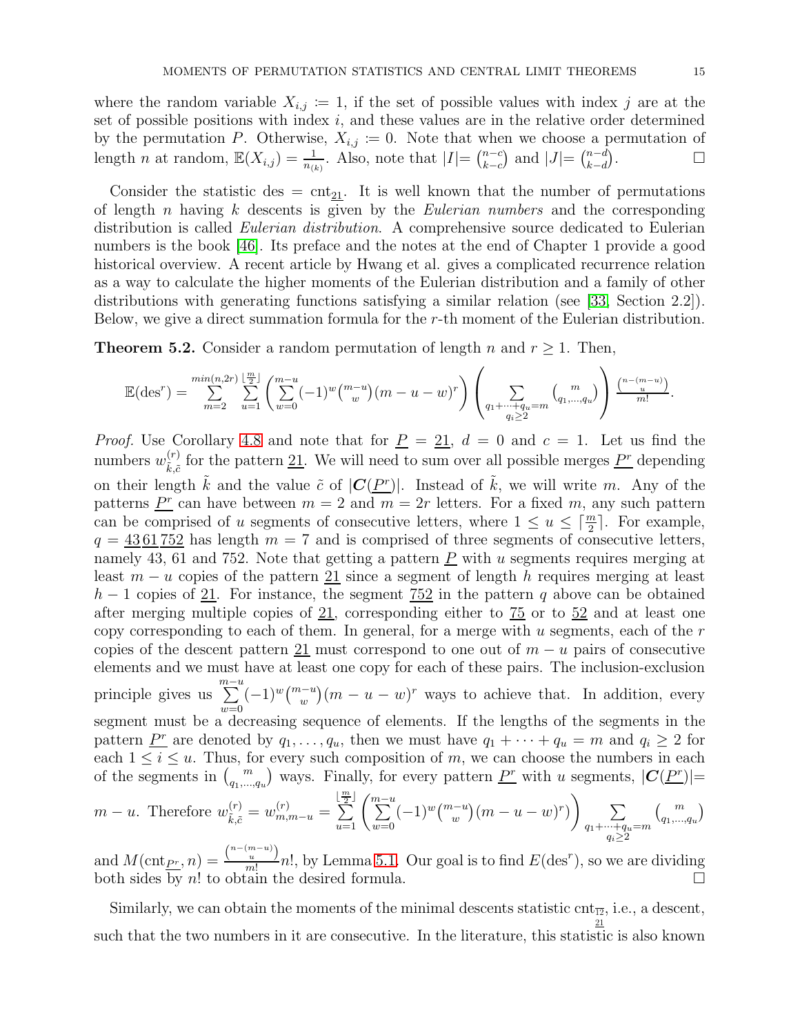where the random variable $X_{i,j} := 1$, if the set of possible values with index $j$ are at the set of possible positions with index $i$, and these values are in the relative order determined by the permutation $P$. Otherwise, $X_{i,j} := 0$. Note that when we choose a permutation of length $n$ at random, $\mathbb{E}(X_{i,j}) = \frac{1}{n_{(k)}}$. Also, note that $|I| = \binom{n-c}{k-c}$ and $|J| = \binom{n-d}{k-d}$. $\square$

Consider the statistic des $= \text{cnt}_{\underline{21}}$. It is well known that the number of permutations of length $n$ having $k$ descents is given by the *Eulerian numbers* and the corresponding distribution is called *Eulerian distribution*. A comprehensive source dedicated to Eulerian numbers is the book [46]. Its preface and the notes at the end of Chapter 1 provide a good historical overview. A recent article by Hwang et al. gives a complicated recurrence relation as a way to calculate the higher moments of the Eulerian distribution and a family of other distributions with generating functions satisfying a similar relation (see [33, Section 2.2]). Below, we give a direct summation formula for the $r$-th moment of the Eulerian distribution.

**Theorem 5.2.** Consider a random permutation of length $n$ and $r \geq 1$. Then,

$$\mathbb{E}(\text{des}^r) = \sum_{m=2}^{min(n,2r)} \sum_{u=1}^{\lfloor \frac{m}{2} \rfloor} \left( \sum_{w=0}^{m-u} (-1)^w \binom{m-u}{w} (m-u-w)^r \right) \left( \sum_{\substack{q_1+\cdots+q_u=m \\ q_i \geq 2}} \binom{m}{q_1,\ldots,q_u} \right) \frac{\binom{n-(m-u)}{u}}{m!}.$$

*Proof.* Use Corollary 4.8 and note that for $\underline{P} = \underline{21}$, $d = 0$ and $c = 1$. Let us find the numbers $w^{(r)}_{\tilde{k},\tilde{c}}$ for the pattern $\underline{21}$. We will need to sum over all possible merges $\underline{P^r}$ depending on their length $\tilde{k}$ and the value $\tilde{c}$ of $|\boldsymbol{C}(\underline{P^r})|$. Instead of $\tilde{k}$, we will write $m$. Any of the patterns $\underline{P^r}$ can have between $m = 2$ and $m = 2r$ letters. For a fixed $m$, any such pattern can be comprised of $u$ segments of consecutive letters, where $1 \leq u \leq \lceil \frac{m}{2} \rceil$. For example, $q = \underline{43}\,\underline{61}\,\underline{752}$ has length $m = 7$ and is comprised of three segments of consecutive letters, namely 43, 61 and 752. Note that getting a pattern $\underline{P}$ with $u$ segments requires merging at least $m-u$ copies of the pattern $\underline{21}$ since a segment of length $h$ requires merging at least $h-1$ copies of $\underline{21}$. For instance, the segment $\underline{752}$ in the pattern $q$ above can be obtained after merging multiple copies of $\underline{21}$, corresponding either to $\underline{75}$ or to $\underline{52}$ and at least one copy corresponding to each of them. In general, for a merge with $u$ segments, each of the $r$ copies of the descent pattern $\underline{21}$ must correspond to one out of $m-u$ pairs of consecutive elements and we must have at least one copy for each of these pairs. The inclusion-exclusion principle gives us $\sum_{w=0}^{m-u}(-1)^w \binom{m-u}{w}(m-u-w)^r$ ways to achieve that. In addition, every segment must be a decreasing sequence of elements. If the lengths of the segments in the pattern $\underline{P^r}$ are denoted by $q_1, \ldots, q_u$, then we must have $q_1 + \cdots + q_u = m$ and $q_i \geq 2$ for each $1 \leq i \leq u$. Thus, for every such composition of $m$, we can choose the numbers in each of the segments in $\binom{m}{q_1,\ldots,q_u}$ ways. Finally, for every pattern $\underline{P^r}$ with $u$ segments, $|\boldsymbol{C}(\underline{P^r})| = m-u$. Therefore $w^{(r)}_{\tilde{k},\tilde{c}} = w^{(r)}_{m,m-u} = \sum_{u=1}^{\lfloor \frac{m}{2} \rfloor} \left( \sum_{w=0}^{m-u} (-1)^w \binom{m-u}{w}(m-u-w)^r \right) \sum_{\substack{q_1+\cdots+q_u=m \\ q_i \geq 2}} \binom{m}{q_1,\ldots,q_u}$ and $M(\text{cnt}_{\underline{P^r}}, n) = \frac{\binom{n-(m-u)}{u}}{m!} n!$, by Lemma 5.1. Our goal is to find $E(\text{des}^r)$, so we are dividing both sides by $n!$ to obtain the desired formula. $\square$

Similarly, we can obtain the moments of the minimal descents statistic $\text{cnt}_{\overline{\underline{12}}}$ (with $\underline{21}$ below), i.e., a descent, such that the two numbers in it are consecutive. In the literature, this statistic is also known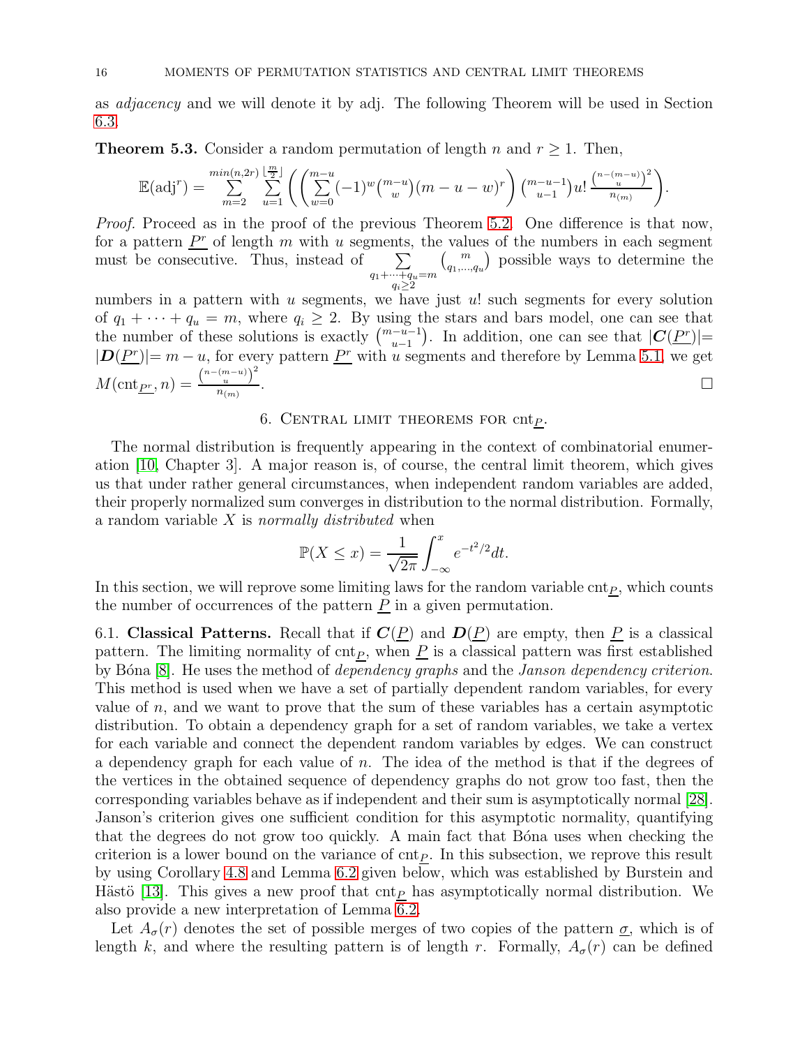as *adjacency* and we will denote it by adj. The following Theorem will be used in Section 6.3.

**Theorem 5.3.** Consider a random permutation of length $n$ and $r \geq 1$. Then,

$$\mathbb{E}(\text{adj}^r) = \sum_{m=2}^{\min(n,2r)} \sum_{u=1}^{\lfloor \frac{m}{2} \rfloor} \left( \left( \sum_{w=0}^{m-u} (-1)^w \binom{m-u}{w} (m-u-w)^r \right) \binom{m-u-1}{u-1} u! \, \frac{\binom{n-(m-u)}{u}^2}{n_{(m)}} \right).$$

*Proof.* Proceed as in the proof of the previous Theorem 5.2. One difference is that now, for a pattern $\underline{P^r}$ of length $m$ with $u$ segments, the values of the numbers in each segment must be consecutive. Thus, instead of $\sum_{\substack{q_1+\cdots+q_u=m \\ q_i \geq 2}} \binom{m}{q_1,\ldots,q_u}$ possible ways to determine the numbers in a pattern with $u$ segments, we have just $u!$ such segments for every solution of $q_1 + \cdots + q_u = m$, where $q_i \geq 2$. By using the stars and bars model, one can see that the number of these solutions is exactly $\binom{m-u-1}{u-1}$. In addition, one can see that $|\boldsymbol{C}(\underline{P^r})| = |\boldsymbol{D}(\underline{P^r})| = m-u$, for every pattern $\underline{P^r}$ with $u$ segments and therefore by Lemma 5.1 we get $M(\text{cnt}_{\underline{P^r}}, n) = \frac{\binom{n-(m-u)}{u}^2}{n_{(m)}}$. $\square$

## 6. Central limit theorems for $\text{cnt}_{\underline{P}}$.

The normal distribution is frequently appearing in the context of combinatorial enumeration [10, Chapter 3]. A major reason is, of course, the central limit theorem, which gives us that under rather general circumstances, when independent random variables are added, their properly normalized sum converges in distribution to the normal distribution. Formally, a random variable $X$ is *normally distributed* when

$$\mathbb{P}(X \leq x) = \frac{1}{\sqrt{2\pi}} \int_{-\infty}^{x} e^{-t^2/2} dt.$$

In this section, we will reprove some limiting laws for the random variable $\text{cnt}_{\underline{P}}$, which counts the number of occurrences of the pattern $\underline{P}$ in a given permutation.

6.1. **Classical Patterns.** Recall that if $\boldsymbol{C}(\underline{P})$ and $\boldsymbol{D}(\underline{P})$ are empty, then $\underline{P}$ is a classical pattern. The limiting normality of $\text{cnt}_{\underline{P}}$, when $\underline{P}$ is a classical pattern was first established by Bóna [8]. He uses the method of *dependency graphs* and the *Janson dependency criterion*. This method is used when we have a set of partially dependent random variables, for every value of $n$, and we want to prove that the sum of these variables has a certain asymptotic distribution. To obtain a dependency graph for a set of random variables, we take a vertex for each variable and connect the dependent random variables by edges. We can construct a dependency graph for each value of $n$. The idea of the method is that if the degrees of the vertices in the obtained sequence of dependency graphs do not grow too fast, then the corresponding variables behave as if independent and their sum is asymptotically normal [28]. Janson's criterion gives one sufficient condition for this asymptotic normality, quantifying that the degrees do not grow too quickly. A main fact that Bóna uses when checking the criterion is a lower bound on the variance of $\text{cnt}_{\underline{P}}$. In this subsection, we reprove this result by using Corollary 4.8 and Lemma 6.2 given below, which was established by Burstein and Hästö [13]. This gives a new proof that $\text{cnt}_{\underline{P}}$ has asymptotically normal distribution. We also provide a new interpretation of Lemma 6.2.

Let $A_\sigma(r)$ denotes the set of possible merges of two copies of the pattern $\underline{\sigma}$, which is of length $k$, and where the resulting pattern is of length $r$. Formally, $A_\sigma(r)$ can be defined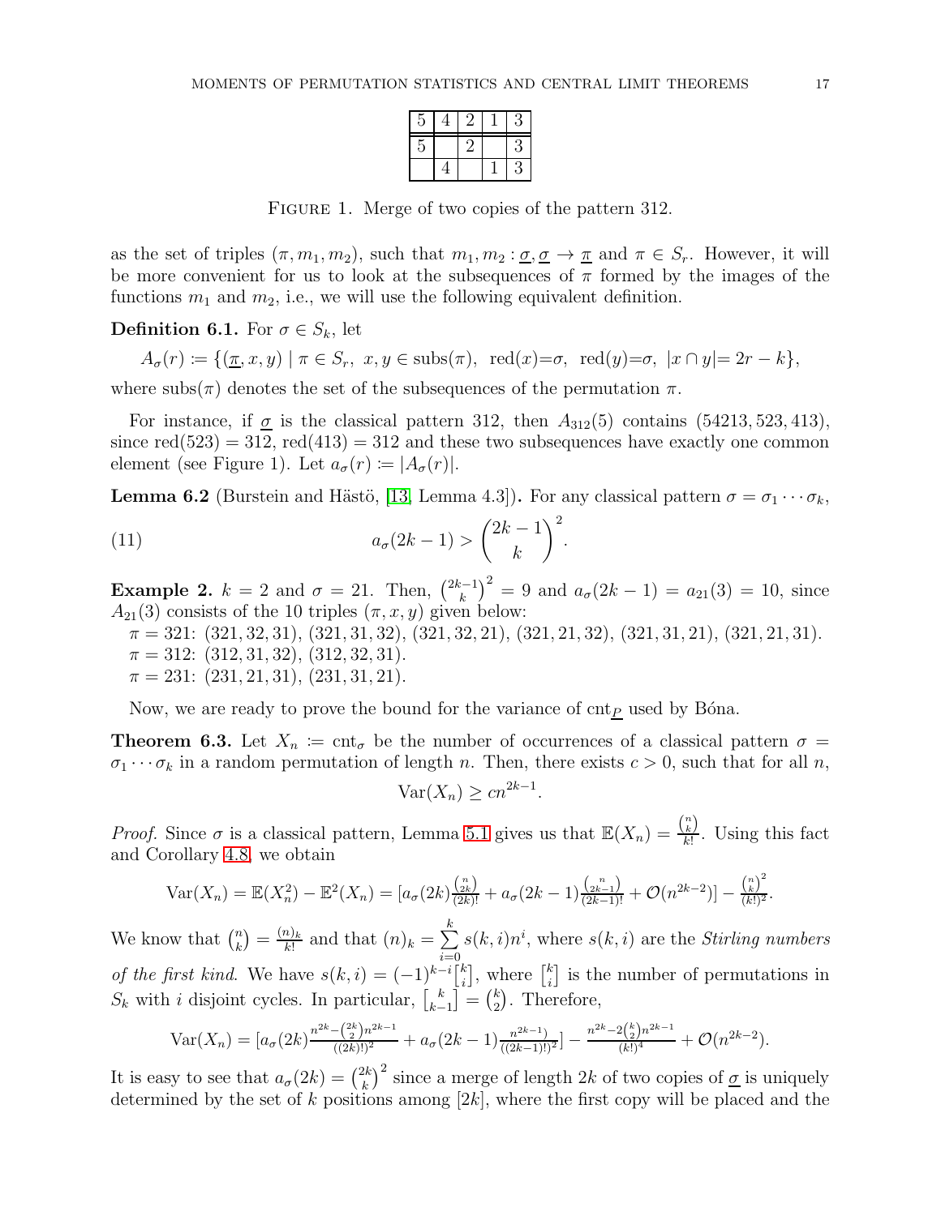| | | | | |
|---|---|---|---|---|
| 5 | 4 | 2 | 1 | 3 |
| 5 | | 2 | | 3 |
| | 4 | | 1 | 3 |

Figure 1. Merge of two copies of the pattern 312.

as the set of triples $(\pi, m_1, m_2)$, such that $m_1, m_2 : \underline{\sigma}, \underline{\sigma} \to \underline{\pi}$ and $\pi \in S_r$. However, it will be more convenient for us to look at the subsequences of $\pi$ formed by the images of the functions $m_1$ and $m_2$, i.e., we will use the following equivalent definition.

**Definition 6.1.** For $\sigma \in S_k$, let

$$A_\sigma(r) \coloneqq \{(\underline{\pi}, x, y) \mid \pi \in S_r,\ x, y \in \text{subs}(\pi),\ \text{red}(x){=}\sigma,\ \text{red}(y){=}\sigma,\ |x \cap y|{=}\ 2r-k\},$$

where $\text{subs}(\pi)$ denotes the set of the subsequences of the permutation $\pi$.

For instance, if $\underline{\sigma}$ is the classical pattern 312, then $A_{312}(5)$ contains $(54213, 523, 413)$, since $\text{red}(523) = 312$, $\text{red}(413) = 312$ and these two subsequences have exactly one common element (see Figure 1). Let $a_\sigma(r) \coloneqq |A_\sigma(r)|$.

**Lemma 6.2** (Burstein and Hästö, [13, Lemma 4.3])**.** For any classical pattern $\sigma = \sigma_1 \cdots \sigma_k$,

$$a_\sigma(2k-1) > \binom{2k-1}{k}^2. \tag{11}$$

**Example 2.** $k = 2$ and $\sigma = 21$. Then, $\binom{2k-1}{k}^2 = 9$ and $a_\sigma(2k-1) = a_{21}(3) = 10$, since $A_{21}(3)$ consists of the 10 triples $(\pi, x, y)$ given below:
$\pi = 321$: $(321, 32, 31)$, $(321, 31, 32)$, $(321, 32, 21)$, $(321, 21, 32)$, $(321, 31, 21)$, $(321, 21, 31)$.
$\pi = 312$: $(312, 31, 32)$, $(312, 32, 31)$.
$\pi = 231$: $(231, 21, 31)$, $(231, 31, 21)$.

Now, we are ready to prove the bound for the variance of $\text{cnt}_{\underline{P}}$ used by Bóna.

**Theorem 6.3.** Let $X_n \coloneqq \text{cnt}_\sigma$ be the number of occurrences of a classical pattern $\sigma = \sigma_1 \cdots \sigma_k$ in a random permutation of length $n$. Then, there exists $c > 0$, such that for all $n$,

$$\text{Var}(X_n) \geq cn^{2k-1}.$$

*Proof.* Since $\sigma$ is a classical pattern, Lemma 5.1 gives us that $\mathbb{E}(X_n) = \frac{\binom{n}{k}}{k!}$. Using this fact and Corollary 4.8, we obtain

$$\text{Var}(X_n) = \mathbb{E}(X_n^2) - \mathbb{E}^2(X_n) = [a_\sigma(2k)\tfrac{\binom{n}{2k}}{(2k)!} + a_\sigma(2k-1)\tfrac{\binom{n}{2k-1}}{(2k-1)!} + \mathcal{O}(n^{2k-2})] - \tfrac{\binom{n}{k}^2}{(k!)^2}.$$

We know that $\binom{n}{k} = \frac{(n)_k}{k!}$ and that $(n)_k = \sum_{i=0}^{k} s(k,i)n^i$, where $s(k,i)$ are the *Stirling numbers of the first kind*. We have $s(k,i) = (-1)^{k-i}\left[{k \atop i}\right]$, where $\left[{k \atop i}\right]$ is the number of permutations in $S_k$ with $i$ disjoint cycles. In particular, $\left[{k \atop k-1}\right] = \binom{k}{2}$. Therefore,

$$\text{Var}(X_n) = [a_\sigma(2k)\tfrac{n^{2k} - \binom{2k}{2}n^{2k-1}}{((2k)!)^2} + a_\sigma(2k-1)\tfrac{n^{2k-1})}{((2k-1)!)^2}] - \tfrac{n^{2k} - 2\binom{k}{2}n^{2k-1}}{(k!)^4} + \mathcal{O}(n^{2k-2}).$$

It is easy to see that $a_\sigma(2k) = \binom{2k}{k}^2$ since a merge of length $2k$ of two copies of $\underline{\sigma}$ is uniquely determined by the set of $k$ positions among $[2k]$, where the first copy will be placed and the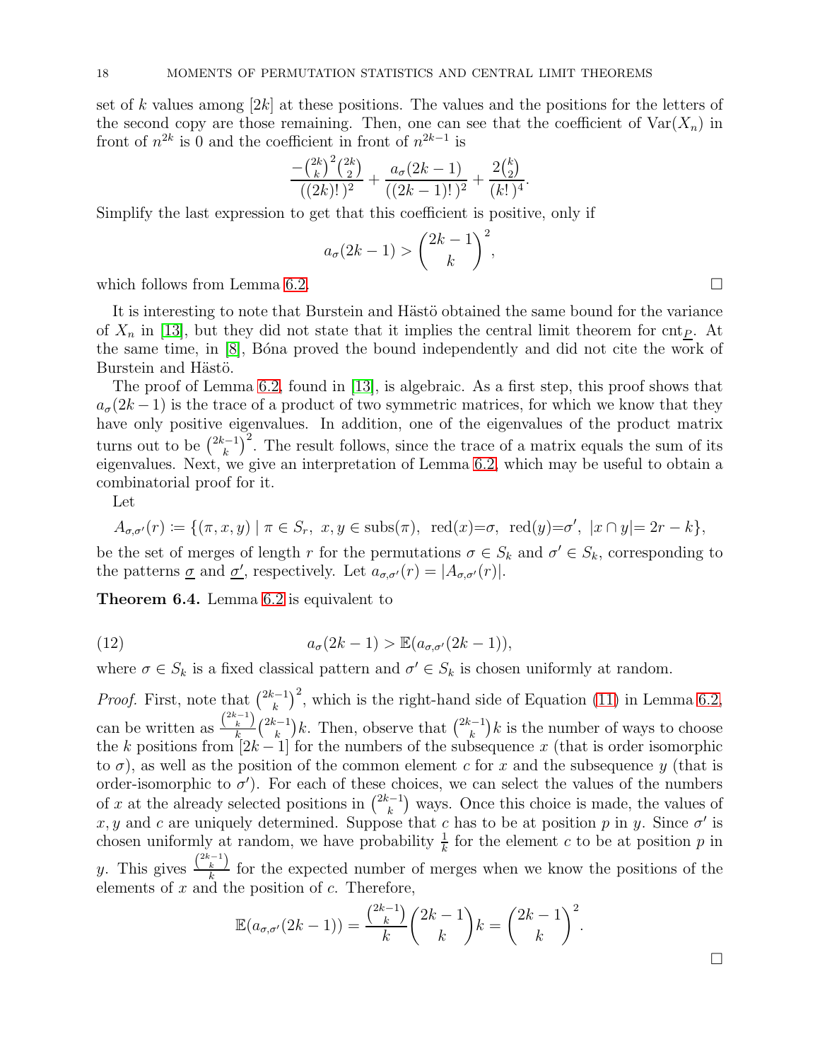set of $k$ values among $[2k]$ at these positions. The values and the positions for the letters of the second copy are those remaining. Then, one can see that the coefficient of $\mathrm{Var}(X_n)$ in front of $n^{2k}$ is 0 and the coefficient in front of $n^{2k-1}$ is

$$\frac{-\binom{2k}{k}^2\binom{2k}{2}}{((2k)!)^2} + \frac{a_\sigma(2k-1)}{((2k-1)!)^2} + \frac{2\binom{k}{2}}{(k!)^4}.$$

Simplify the last expression to get that this coefficient is positive, only if

$$a_\sigma(2k-1) > \binom{2k-1}{k}^2,$$

which follows from Lemma 6.2. $\square$

It is interesting to note that Burstein and Hästö obtained the same bound for the variance of $X_n$ in [13], but they did not state that it implies the central limit theorem for $\mathrm{cnt}_{\underline{P}}$. At the same time, in [8], Bóna proved the bound independently and did not cite the work of Burstein and Hästö.

The proof of Lemma 6.2, found in [13], is algebraic. As a first step, this proof shows that $a_\sigma(2k-1)$ is the trace of a product of two symmetric matrices, for which we know that they have only positive eigenvalues. In addition, one of the eigenvalues of the product matrix turns out to be $\binom{2k-1}{k}^2$. The result follows, since the trace of a matrix equals the sum of its eigenvalues. Next, we give an interpretation of Lemma 6.2, which may be useful to obtain a combinatorial proof for it.

Let

$$A_{\sigma,\sigma'}(r) := \{(\pi, x, y) \mid \pi \in S_r,\ x, y \in \mathrm{subs}(\pi),\ \mathrm{red}(x){=}\sigma,\ \mathrm{red}(y){=}\sigma',\ |x \cap y|{=}\,2r-k\},$$

be the set of merges of length $r$ for the permutations $\sigma \in S_k$ and $\sigma' \in S_k$, corresponding to the patterns $\underline{\sigma}$ and $\underline{\sigma'}$, respectively. Let $a_{\sigma,\sigma'}(r) = |A_{\sigma,\sigma'}(r)|$.

**Theorem 6.4.** Lemma 6.2 is equivalent to

$$a_\sigma(2k-1) > \mathbb{E}(a_{\sigma,\sigma'}(2k-1)), \tag{12}$$

where $\sigma \in S_k$ is a fixed classical pattern and $\sigma' \in S_k$ is chosen uniformly at random.

*Proof.* First, note that $\binom{2k-1}{k}^2$, which is the right-hand side of Equation (11) in Lemma 6.2, can be written as $\frac{\binom{2k-1}{k}}{k}\binom{2k-1}{k}k$. Then, observe that $\binom{2k-1}{k}k$ is the number of ways to choose the $k$ positions from $[2k-1]$ for the numbers of the subsequence $x$ (that is order isomorphic to $\sigma$), as well as the position of the common element $c$ for $x$ and the subsequence $y$ (that is order-isomorphic to $\sigma'$). For each of these choices, we can select the values of the numbers of $x$ at the already selected positions in $\binom{2k-1}{k}$ ways. Once this choice is made, the values of $x, y$ and $c$ are uniquely determined. Suppose that $c$ has to be at position $p$ in $y$. Since $\sigma'$ is chosen uniformly at random, we have probability $\frac{1}{k}$ for the element $c$ to be at position $p$ in $y$. This gives $\frac{\binom{2k-1}{k}}{k}$ for the expected number of merges when we know the positions of the elements of $x$ and the position of $c$. Therefore,

$$\mathbb{E}(a_{\sigma,\sigma'}(2k-1)) = \frac{\binom{2k-1}{k}}{k}\binom{2k-1}{k}k = \binom{2k-1}{k}^2.$$

$\square$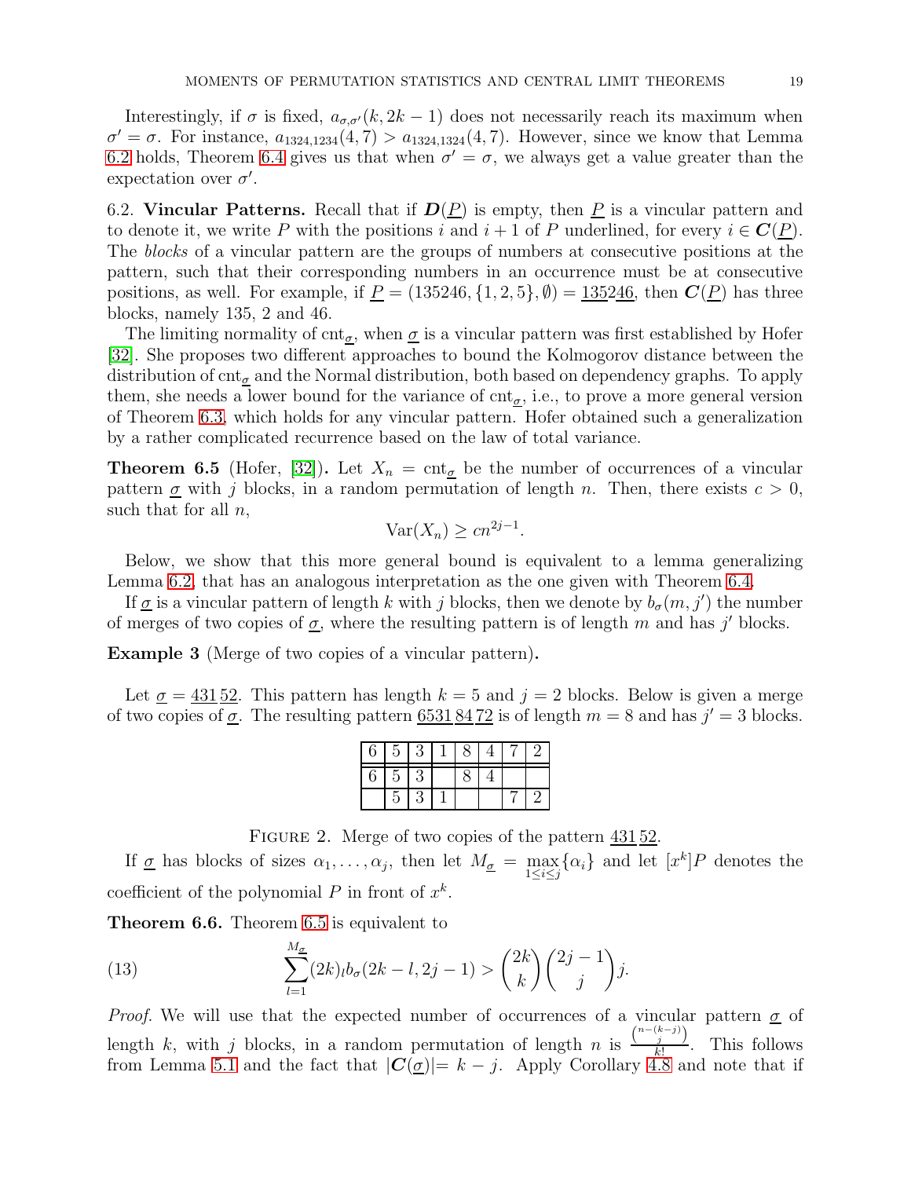Interestingly, if $\sigma$ is fixed, $a_{\sigma,\sigma'}(k, 2k-1)$ does not necessarily reach its maximum when $\sigma' = \sigma$. For instance, $a_{1324,1234}(4,7) > a_{1324,1324}(4,7)$. However, since we know that Lemma 6.2 holds, Theorem 6.4 gives us that when $\sigma' = \sigma$, we always get a value greater than the expectation over $\sigma'$.

6.2. **Vincular Patterns.** Recall that if $\boldsymbol{D}(\underline{P})$ is empty, then $\underline{P}$ is a vincular pattern and to denote it, we write $P$ with the positions $i$ and $i+1$ of $P$ underlined, for every $i \in \boldsymbol{C}(\underline{P})$. The *blocks* of a vincular pattern are the groups of numbers at consecutive positions at the pattern, such that their corresponding numbers in an occurrence must be at consecutive positions, as well. For example, if $\underline{P} = (135246, \{1,2,5\}, \emptyset) = \underline{135}2\underline{46}$, then $\boldsymbol{C}(\underline{P})$ has three blocks, namely 135, 2 and 46.

The limiting normality of $\mathrm{cnt}_{\underline{\sigma}}$, when $\underline{\sigma}$ is a vincular pattern was first established by Hofer [32]. She proposes two different approaches to bound the Kolmogorov distance between the distribution of $\mathrm{cnt}_{\underline{\sigma}}$ and the Normal distribution, both based on dependency graphs. To apply them, she needs a lower bound for the variance of $\mathrm{cnt}_{\underline{\sigma}}$, i.e., to prove a more general version of Theorem 6.3, which holds for any vincular pattern. Hofer obtained such a generalization by a rather complicated recurrence based on the law of total variance.

**Theorem 6.5** (Hofer, [32])**.** Let $X_n = \mathrm{cnt}_{\underline{\sigma}}$ be the number of occurrences of a vincular pattern $\underline{\sigma}$ with $j$ blocks, in a random permutation of length $n$. Then, there exists $c > 0$, such that for all $n$,

$$\mathrm{Var}(X_n) \geq cn^{2j-1}.$$

Below, we show that this more general bound is equivalent to a lemma generalizing Lemma 6.2, that has an analogous interpretation as the one given with Theorem 6.4.

If $\underline{\sigma}$ is a vincular pattern of length $k$ with $j$ blocks, then we denote by $b_\sigma(m, j')$ the number of merges of two copies of $\underline{\sigma}$, where the resulting pattern is of length $m$ and has $j'$ blocks.

**Example 3** (Merge of two copies of a vincular pattern)**.**

Let $\underline{\sigma} = \underline{431}\,\underline{52}$. This pattern has length $k = 5$ and $j = 2$ blocks. Below is given a merge of two copies of $\underline{\sigma}$. The resulting pattern $\underline{6531}\,\underline{84}\,\underline{72}$ is of length $m = 8$ and has $j' = 3$ blocks.

| 6 | 5 | 3 | 1 | 8 | 4 | 7 | 2 |
|---|---|---|---|---|---|---|---|
| 6 | 5 | 3 |  | 8 | 4 |  |  |
|  | 5 | 3 | 1 |  |  | 7 | 2 |

Figure 2. Merge of two copies of the pattern $\underline{431}\,\underline{52}$.

If $\underline{\sigma}$ has blocks of sizes $\alpha_1, \ldots, \alpha_j$, then let $M_{\underline{\sigma}} = \max_{1 \leq i \leq j}\{\alpha_i\}$ and let $[x^k]P$ denotes the coefficient of the polynomial $P$ in front of $x^k$.

**Theorem 6.6.** Theorem 6.5 is equivalent to

$$\sum_{l=1}^{M_{\underline{\sigma}}} (2k)_l b_\sigma(2k-l, 2j-1) > \binom{2k}{k}\binom{2j-1}{j} j. \tag{13}$$

*Proof.* We will use that the expected number of occurrences of a vincular pattern $\underline{\sigma}$ of length $k$, with $j$ blocks, in a random permutation of length $n$ is $\frac{\binom{n-(k-j)}{j}}{k!}$. This follows from Lemma 5.1 and the fact that $|\boldsymbol{C}(\underline{\sigma})| = k - j$. Apply Corollary 4.8 and note that if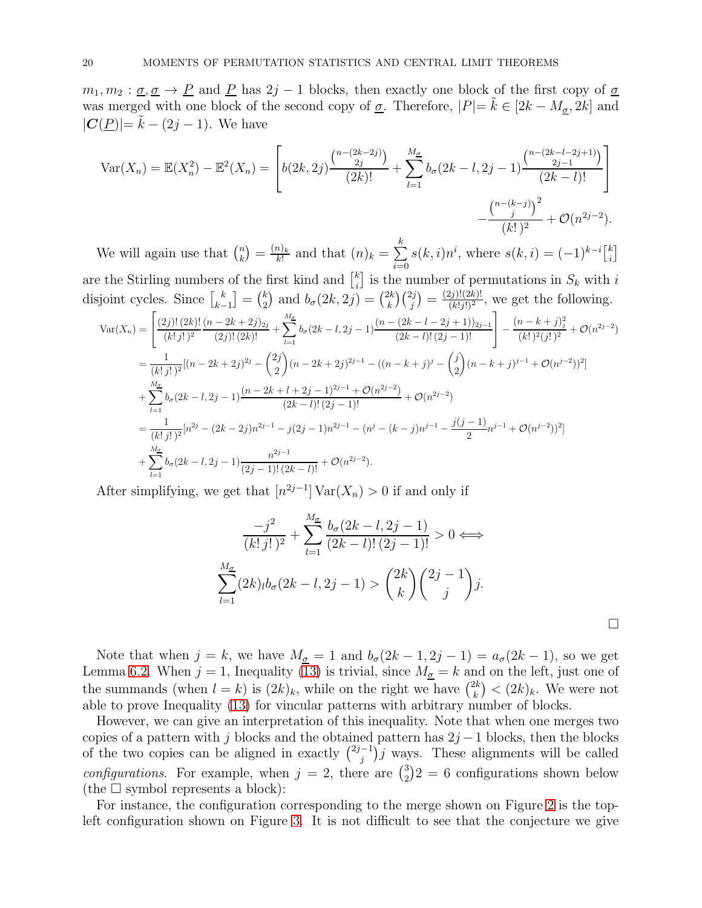$m_1, m_2 : \underline{\sigma}, \underline{\sigma} \to \underline{P}$ and $\underline{P}$ has $2j-1$ blocks, then exactly one block of the first copy of $\underline{\sigma}$ was merged with one block of the second copy of $\underline{\sigma}$. Therefore, $|P| = \tilde{k} \in [2k - M_{\underline{\sigma}}, 2k]$ and $|\boldsymbol{C}(\underline{P})| = \tilde{k} - (2j-1)$. We have

$$\mathrm{Var}(X_n) = \mathbb{E}(X_n^2) - \mathbb{E}^2(X_n) = \left[ b(2k,2j)\frac{\binom{n-(2k-2j)}{2j}}{(2k)!} + \sum_{l=1}^{M_{\underline{\sigma}}} b_\sigma(2k-l, 2j-1)\frac{\binom{n-(2k-l-2j+1)}{2j-1}}{(2k-l)!} \right] - \frac{\binom{n-(k-j)}{j}^2}{(k!)^2} + \mathcal{O}(n^{2j-2}).$$

We will again use that $\binom{n}{k} = \frac{(n)_k}{k!}$ and that $(n)_k = \sum_{i=0}^{k} s(k,i)n^i$, where $s(k,i) = (-1)^{k-i}\left[{k \atop i}\right]$ are the Stirling numbers of the first kind and $\left[{k \atop i}\right]$ is the number of permutations in $S_k$ with $i$ disjoint cycles. Since $\left[{k \atop k-1}\right] = \binom{k}{2}$ and $b_\sigma(2k,2j) = \binom{2k}{k}\binom{2j}{j} = \frac{(2j)!(2k)!}{(k!j!)^2}$, we get the following.

$$\begin{aligned}
\mathrm{Var}(X_n) &= \left[ \frac{(2j)!\,(2k)!}{(k!\,j!)^2}\frac{(n-2k+2j)_{2j}}{(2j)!\,(2k)!} + \sum_{l=1}^{M_{\underline{\sigma}}} b_\sigma(2k-l,2j-1)\frac{(n-(2k-l-2j+1))_{2j-1}}{(2k-l)!\,(2j-1)!} \right] - \frac{(n-k+j)_j^2}{(k!)^2(j!)^2} + \mathcal{O}(n^{2j-2}) \\
&= \frac{1}{(k!\,j!)^2}\left[(n-2k+2j)^{2j} - \binom{2j}{2}(n-2k+2j)^{2j-1} - \left((n-k+j)^j - \binom{j}{2}(n-k+j)^{j-1} + \mathcal{O}(n^{j-2})\right)^2\right] \\
&+ \sum_{l=1}^{M_{\underline{\sigma}}} b_\sigma(2k-l,2j-1)\frac{(n-2k+l+2j-1)^{2j-1} + \mathcal{O}(n^{2j-2})}{(2k-l)!\,(2j-1)!} + \mathcal{O}(n^{2j-2}) \\
&= \frac{1}{(k!\,j!)^2}\left[n^{2j} - (2k-2j)n^{2j-1} - j(2j-1)n^{2j-1} - \left(n^j - (k-j)n^{j-1} - \frac{j(j-1)}{2}n^{j-1} + \mathcal{O}(n^{j-2})\right)^2\right] \\
&+ \sum_{l=1}^{M_{\underline{\sigma}}} b_\sigma(2k-l,2j-1)\frac{n^{2j-1}}{(2j-1)!\,(2k-l)!} + \mathcal{O}(n^{2j-2}).
\end{aligned}$$

After simplifying, we get that $[n^{2j-1}]\,\mathrm{Var}(X_n) > 0$ if and only if

$$\frac{-j^2}{(k!\,j!)^2} + \sum_{l=1}^{M_{\underline{\sigma}}} \frac{b_\sigma(2k-l,2j-1)}{(2k-l)!\,(2j-1)!} > 0 \iff$$

$$\sum_{l=1}^{M_{\underline{\sigma}}} (2k)_l b_\sigma(2k-l,2j-1) > \binom{2k}{k}\binom{2j-1}{j}j.$$

□

Note that when $j = k$, we have $M_{\underline{\sigma}} = 1$ and $b_\sigma(2k-1,2j-1) = a_\sigma(2k-1)$, so we get Lemma 6.2. When $j = 1$, Inequality (13) is trivial, since $M_{\underline{\sigma}} = k$ and on the left, just one of the summands (when $l = k$) is $(2k)_k$, while on the right we have $\binom{2k}{k} < (2k)_k$. We were not able to prove Inequality (13) for vincular patterns with arbitrary number of blocks.

However, we can give an interpretation of this inequality. Note that when one merges two copies of a pattern with $j$ blocks and the obtained pattern has $2j-1$ blocks, then the blocks of the two copies can be aligned in exactly $\binom{2j-1}{j}j$ ways. These alignments will be called *configurations*. For example, when $j = 2$, there are $\binom{3}{2}2 = 6$ configurations shown below (the □ symbol represents a block):

For instance, the configuration corresponding to the merge shown on Figure 2 is the top-left configuration shown on Figure 3. It is not difficult to see that the conjecture we give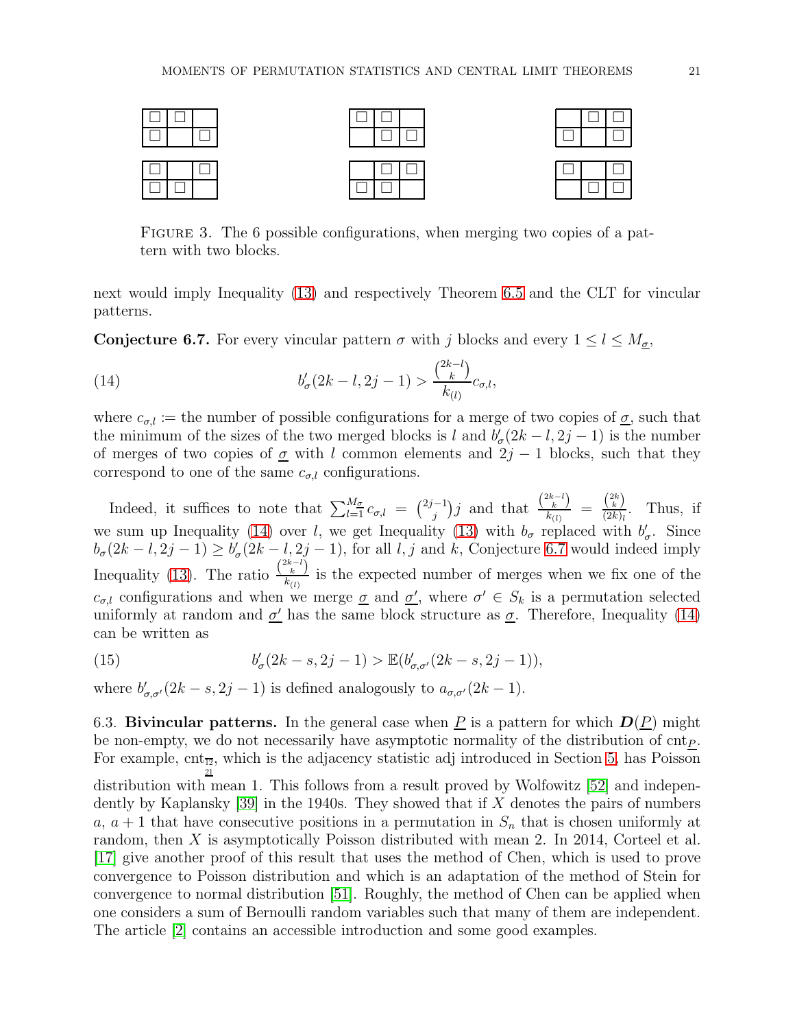Figure 3. The 6 possible configurations, when merging two copies of a pattern with two blocks.

next would imply Inequality (13) and respectively Theorem 6.5 and the CLT for vincular patterns.

**Conjecture 6.7.** For every vincular pattern $\sigma$ with $j$ blocks and every $1 \le l \le M_{\underline{\sigma}}$,

$$b'_\sigma(2k-l, 2j-1) > \frac{\binom{2k-l}{k}}{k_{(l)}} c_{\sigma,l}, \tag{14}$$

where $c_{\sigma,l} :=$ the number of possible configurations for a merge of two copies of $\underline{\sigma}$, such that the minimum of the sizes of the two merged blocks is $l$ and $b'_\sigma(2k-l, 2j-1)$ is the number of merges of two copies of $\underline{\sigma}$ with $l$ common elements and $2j-1$ blocks, such that they correspond to one of the same $c_{\sigma,l}$ configurations.

Indeed, it suffices to note that $\sum_{l=1}^{M_{\underline{\sigma}}} c_{\sigma,l} = \binom{2j-1}{j} j$ and that $\frac{\binom{2k-l}{k}}{k_{(l)}} = \frac{\binom{2k}{k}}{(2k)_l}$. Thus, if we sum up Inequality (14) over $l$, we get Inequality (13) with $b_\sigma$ replaced with $b'_\sigma$. Since $b_\sigma(2k-l, 2j-1) \ge b'_\sigma(2k-l, 2j-1)$, for all $l, j$ and $k$, Conjecture 6.7 would indeed imply Inequality (13). The ratio $\frac{\binom{2k-l}{k}}{k_{(l)}}$ is the expected number of merges when we fix one of the $c_{\sigma,l}$ configurations and when we merge $\underline{\sigma}$ and $\underline{\sigma'}$, where $\sigma' \in S_k$ is a permutation selected uniformly at random and $\underline{\sigma'}$ has the same block structure as $\underline{\sigma}$. Therefore, Inequality (14) can be written as

$$b'_\sigma(2k-s, 2j-1) > \mathbb{E}(b'_{\sigma,\sigma'}(2k-s, 2j-1)), \tag{15}$$

where $b'_{\sigma,\sigma'}(2k-s, 2j-1)$ is defined analogously to $a_{\sigma,\sigma'}(2k-1)$.

6.3. **Bivincular patterns.** In the general case when $\underline{P}$ is a pattern for which $\boldsymbol{D}(\underline{P})$ might be non-empty, we do not necessarily have asymptotic normality of the distribution of $\mathrm{cnt}_{\underline{P}}$. For example, $\mathrm{cnt}_{\underset{\overline{21}}{\underline{12}}}$, which is the adjacency statistic adj introduced in Section 5, has Poisson distribution with mean 1. This follows from a result proved by Wolfowitz [52] and independently by Kaplansky [39] in the 1940s. They showed that if $X$ denotes the pairs of numbers $a$, $a+1$ that have consecutive positions in a permutation in $S_n$ that is chosen uniformly at random, then $X$ is asymptotically Poisson distributed with mean 2. In 2014, Corteel et al. [17] give another proof of this result that uses the method of Chen, which is used to prove convergence to Poisson distribution and which is an adaptation of the method of Stein for convergence to normal distribution [51]. Roughly, the method of Chen can be applied when one considers a sum of Bernoulli random variables such that many of them are independent. The article [2] contains an accessible introduction and some good examples.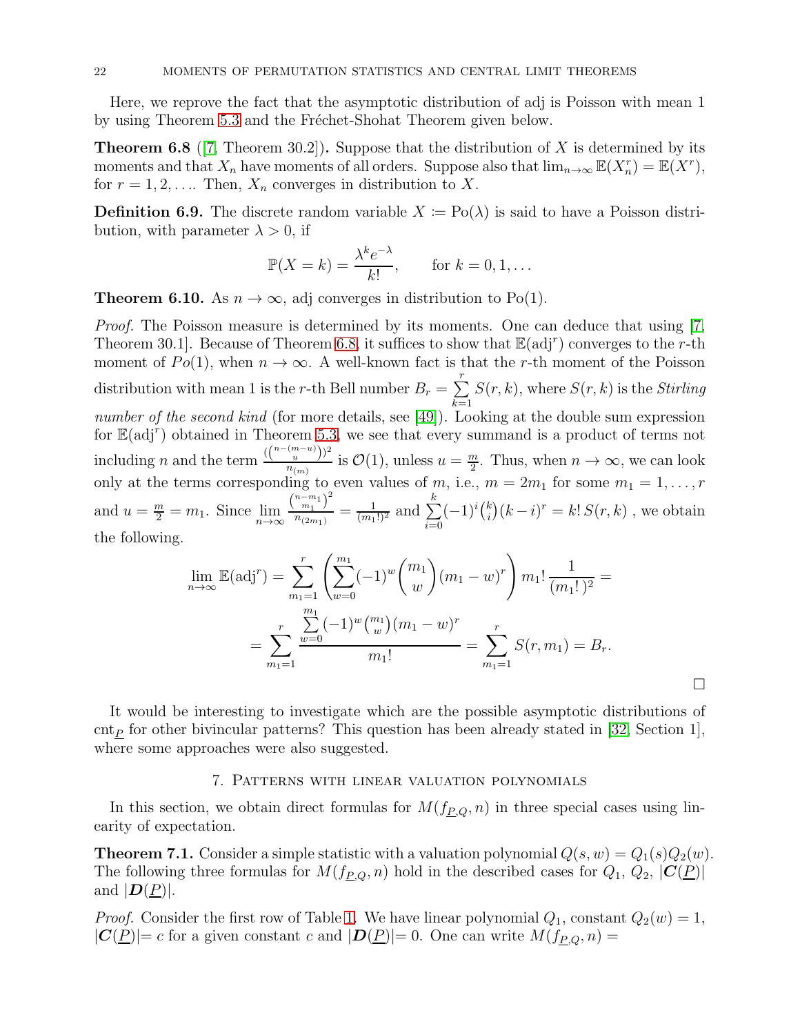Here, we reprove the fact that the asymptotic distribution of adj is Poisson with mean 1 by using Theorem 5.3 and the Fréchet-Shohat Theorem given below.

**Theorem 6.8** ([7, Theorem 30.2])**.** Suppose that the distribution of $X$ is determined by its moments and that $X_n$ have moments of all orders. Suppose also that $\lim_{n\to\infty} \mathbb{E}(X_n^r) = \mathbb{E}(X^r)$, for $r = 1, 2, \ldots$. Then, $X_n$ converges in distribution to $X$.

**Definition 6.9.** The discrete random variable $X \coloneqq \mathrm{Po}(\lambda)$ is said to have a Poisson distribution, with parameter $\lambda > 0$, if

$$\mathbb{P}(X = k) = \frac{\lambda^k e^{-\lambda}}{k!}, \qquad \text{for } k = 0, 1, \ldots$$

**Theorem 6.10.** As $n \to \infty$, adj converges in distribution to $\mathrm{Po}(1)$.

*Proof.* The Poisson measure is determined by its moments. One can deduce that using [7, Theorem 30.1]. Because of Theorem 6.8, it suffices to show that $\mathbb{E}(\mathrm{adj}^r)$ converges to the $r$-th moment of $Po(1)$, when $n \to \infty$. A well-known fact is that the $r$-th moment of the Poisson distribution with mean 1 is the $r$-th Bell number $B_r = \sum_{k=1}^{r} S(r,k)$, where $S(r,k)$ is the *Stirling number of the second kind* (for more details, see [49]). Looking at the double sum expression for $\mathbb{E}(\mathrm{adj}^r)$ obtained in Theorem 5.3, we see that every summand is a product of terms not including $n$ and the term $\frac{(\binom{n-(m-u)}{u})^2}{n_{(m)}}$ is $\mathcal{O}(1)$, unless $u = \frac{m}{2}$. Thus, when $n \to \infty$, we can look only at the terms corresponding to even values of $m$, i.e., $m = 2m_1$ for some $m_1 = 1, \ldots, r$ and $u = \frac{m}{2} = m_1$. Since $\lim_{n\to\infty} \frac{\binom{n-m_1}{m_1}^2}{n_{(2m_1)}} = \frac{1}{(m_1!)^2}$ and $\sum_{i=0}^{k} (-1)^i \binom{k}{i} (k-i)^r = k!\, S(r,k)$ , we obtain the following.

$$\lim_{n\to\infty} \mathbb{E}(\mathrm{adj}^r) = \sum_{m_1=1}^{r} \left( \sum_{w=0}^{m_1} (-1)^w \binom{m_1}{w} (m_1 - w)^r \right) m_1!\, \frac{1}{(m_1!)^2} =$$

$$= \sum_{m_1=1}^{r} \frac{\sum_{w=0}^{m_1} (-1)^w \binom{m_1}{w} (m_1 - w)^r}{m_1!} = \sum_{m_1=1}^{r} S(r, m_1) = B_r.$$

□

It would be interesting to investigate which are the possible asymptotic distributions of $\mathrm{cnt}_{\underline{P}}$ for other bivincular patterns? This question has been already stated in [32, Section 1], where some approaches were also suggested.

## 7. Patterns with linear valuation polynomials

In this section, we obtain direct formulas for $M(f_{\underline{P},Q}, n)$ in three special cases using linearity of expectation.

**Theorem 7.1.** Consider a simple statistic with a valuation polynomial $Q(s, w) = Q_1(s)Q_2(w)$. The following three formulas for $M(f_{\underline{P},Q}, n)$ hold in the described cases for $Q_1$, $Q_2$, $|\boldsymbol{C}(\underline{P})|$ and $|\boldsymbol{D}(\underline{P})|$.

*Proof.* Consider the first row of Table 1. We have linear polynomial $Q_1$, constant $Q_2(w) = 1$, $|\boldsymbol{C}(\underline{P})| = c$ for a given constant $c$ and $|\boldsymbol{D}(\underline{P})| = 0$. One can write $M(f_{\underline{P},Q}, n) =$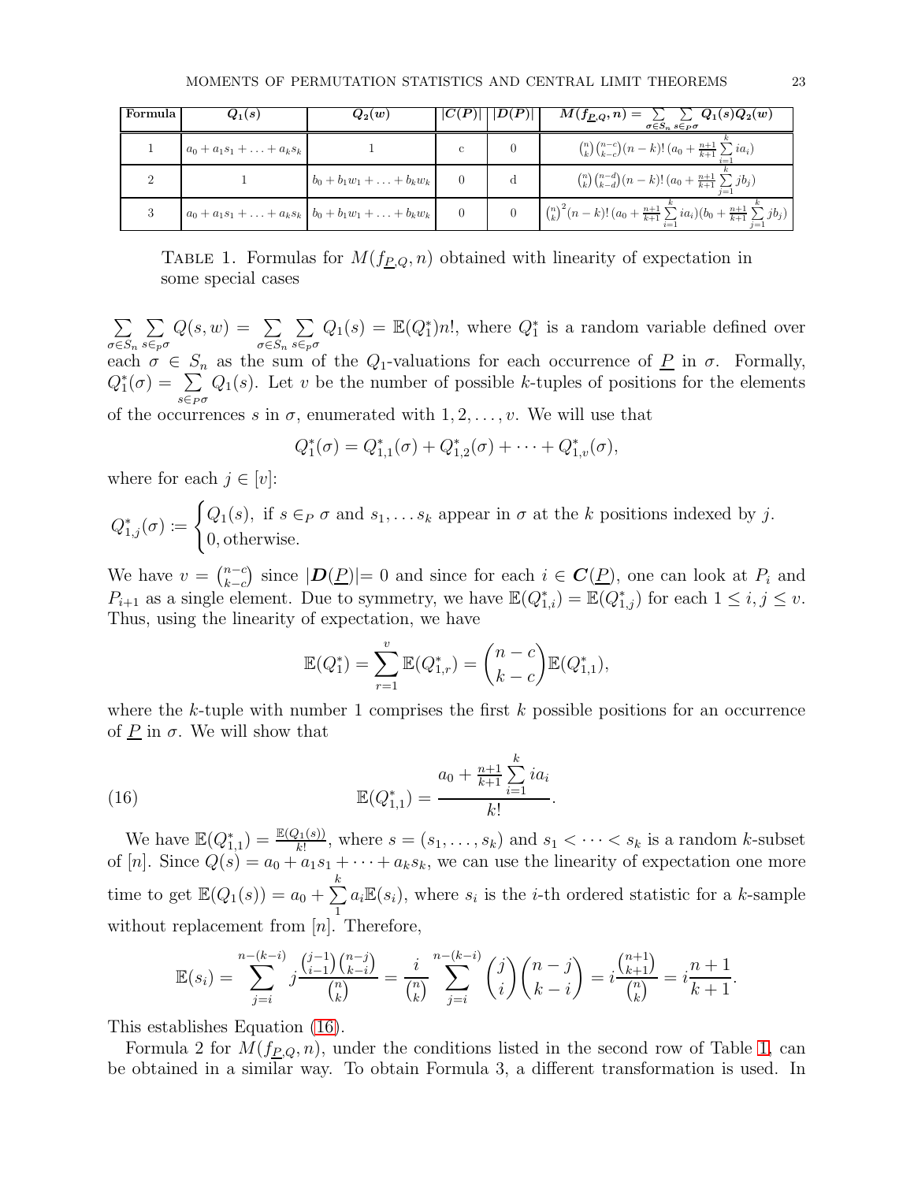| Formula | $Q_1(s)$ | $Q_2(w)$ | $\|C(P)\|$ | $\|D(P)\|$ | $M(f_{\underline{P},Q}, n) = \sum_{\sigma \in S_n} \sum_{s \in_P \sigma} Q_1(s) Q_2(w)$ |
|---|---|---|---|---|---|
| 1 | $a_0 + a_1 s_1 + \ldots + a_k s_k$ | 1 | c | 0 | $\binom{n}{k}\binom{n-c}{k-c}(n-k)!\,(a_0 + \frac{n+1}{k+1}\sum_{i=1}^{k} i a_i)$ |
| 2 | 1 | $b_0 + b_1 w_1 + \ldots + b_k w_k$ | 0 | d | $\binom{n}{k}\binom{n-d}{k-d}(n-k)!\,(a_0 + \frac{n+1}{k+1}\sum_{j=1}^{k} j b_j)$ |
| 3 | $a_0 + a_1 s_1 + \ldots + a_k s_k$ | $b_0 + b_1 w_1 + \ldots + b_k w_k$ | 0 | 0 | $\binom{n}{k}^2(n-k)!\,(a_0 + \frac{n+1}{k+1}\sum_{i=1}^{k} i a_i)(b_0 + \frac{n+1}{k+1}\sum_{j=1}^{k} j b_j)$ |

Table 1. Formulas for $M(f_{\underline{P},Q}, n)$ obtained with linearity of expectation in some special cases

$\sum_{\sigma \in S_n} \sum_{s \in_P \sigma} Q(s, w) = \sum_{\sigma \in S_n} \sum_{s \in_P \sigma} Q_1(s) = \mathbb{E}(Q_1^*) n!$, where $Q_1^*$ is a random variable defined over each $\sigma \in S_n$ as the sum of the $Q_1$-valuations for each occurrence of $\underline{P}$ in $\sigma$. Formally, $Q_1^*(\sigma) = \sum_{s \in_P \sigma} Q_1(s)$. Let $v$ be the number of possible $k$-tuples of positions for the elements of the occurrences $s$ in $\sigma$, enumerated with $1, 2, \ldots, v$. We will use that

$$Q_1^*(\sigma) = Q_{1,1}^*(\sigma) + Q_{1,2}^*(\sigma) + \cdots + Q_{1,v}^*(\sigma),$$

where for each $j \in [v]$:

$$Q_{1,j}^*(\sigma) := \begin{cases} Q_1(s), & \text{if } s \in_P \sigma \text{ and } s_1, \ldots s_k \text{ appear in } \sigma \text{ at the } k \text{ positions indexed by } j. \\ 0, & \text{otherwise.} \end{cases}$$

We have $v = \binom{n-c}{k-c}$ since $|\boldsymbol{D}(\underline{P})| = 0$ and since for each $i \in \boldsymbol{C}(\underline{P})$, one can look at $P_i$ and $P_{i+1}$ as a single element. Due to symmetry, we have $\mathbb{E}(Q_{1,i}^*) = \mathbb{E}(Q_{1,j}^*)$ for each $1 \le i, j \le v$. Thus, using the linearity of expectation, we have

$$\mathbb{E}(Q_1^*) = \sum_{r=1}^{v} \mathbb{E}(Q_{1,r}^*) = \binom{n-c}{k-c} \mathbb{E}(Q_{1,1}^*),$$

where the $k$-tuple with number 1 comprises the first $k$ possible positions for an occurrence of $\underline{P}$ in $\sigma$. We will show that

$$\mathbb{E}(Q_{1,1}^*) = \frac{a_0 + \frac{n+1}{k+1} \sum_{i=1}^{k} i a_i}{k!}. \tag{16}$$

We have $\mathbb{E}(Q_{1,1}^*) = \frac{\mathbb{E}(Q_1(s))}{k!}$, where $s = (s_1, \ldots, s_k)$ and $s_1 < \cdots < s_k$ is a random $k$-subset of $[n]$. Since $Q(s) = a_0 + a_1 s_1 + \cdots + a_k s_k$, we can use the linearity of expectation one more time to get $\mathbb{E}(Q_1(s)) = a_0 + \sum_1^k a_i \mathbb{E}(s_i)$, where $s_i$ is the $i$-th ordered statistic for a $k$-sample without replacement from $[n]$. Therefore,

$$\mathbb{E}(s_i) = \sum_{j=i}^{n-(k-i)} j \frac{\binom{j-1}{i-1}\binom{n-j}{k-i}}{\binom{n}{k}} = \frac{i}{\binom{n}{k}} \sum_{j=i}^{n-(k-i)} \binom{j}{i}\binom{n-j}{k-i} = i \frac{\binom{n+1}{k+1}}{\binom{n}{k}} = i \frac{n+1}{k+1}.$$

This establishes Equation (16).

Formula 2 for $M(f_{\underline{P},Q}, n)$, under the conditions listed in the second row of Table 1, can be obtained in a similar way. To obtain Formula 3, a different transformation is used. In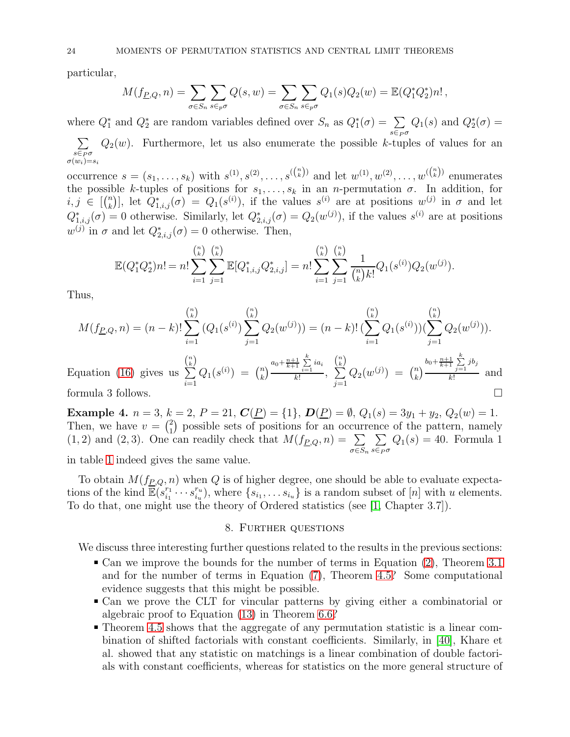particular,

$$M(f_{\underline{P},Q}, n) = \sum_{\sigma \in S_n} \sum_{s \in_p \sigma} Q(s, w) = \sum_{\sigma \in S_n} \sum_{s \in_p \sigma} Q_1(s) Q_2(w) = \mathbb{E}(Q_1^* Q_2^*) n!\,,$$

where $Q_1^*$ and $Q_2^*$ are random variables defined over $S_n$ as $Q_1^*(\sigma) = \sum_{s \in_P \sigma} Q_1(s)$ and $Q_2^*(\sigma) = \sum_{\substack{s \in_P \sigma \\ \sigma(w_i) = s_i}} Q_2(w)$. Furthermore, let us also enumerate the possible $k$-tuples of values for an occurrence $s = (s_1, \ldots, s_k)$ with $s^{(1)}, s^{(2)}, \ldots, s^{(\binom{n}{k})}$ and let $w^{(1)}, w^{(2)}, \ldots, w^{(\binom{n}{k})}$ enumerates the possible $k$-tuples of positions for $s_1, \ldots, s_k$ in an $n$-permutation $\sigma$. In addition, for $i, j \in [\binom{n}{k}]$, let $Q_{1,i,j}^*(\sigma) = Q_1(s^{(i)})$, if the values $s^{(i)}$ are at positions $w^{(j)}$ in $\sigma$ and let $Q_{1,i,j}^*(\sigma) = 0$ otherwise. Similarly, let $Q_{2,i,j}^*(\sigma) = Q_2(w^{(j)})$, if the values $s^{(i)}$ are at positions $w^{(j)}$ in $\sigma$ and let $Q_{2,i,j}^*(\sigma) = 0$ otherwise. Then,

$$\mathbb{E}(Q_1^* Q_2^*) n! = n! \sum_{i=1}^{\binom{n}{k}} \sum_{j=1}^{\binom{n}{k}} \mathbb{E}[Q_{1,i,j}^* Q_{2,i,j}^*] = n! \sum_{i=1}^{\binom{n}{k}} \sum_{j=1}^{\binom{n}{k}} \frac{1}{\binom{n}{k} k!} Q_1(s^{(i)}) Q_2(w^{(j)}).$$

Thus,

$$M(f_{\underline{P},Q}, n) = (n-k)! \sum_{i=1}^{\binom{n}{k}} (Q_1(s^{(i)}) \sum_{j=1}^{\binom{n}{k}} Q_2(w^{(j)})) = (n-k)!\, (\sum_{i=1}^{\binom{n}{k}} Q_1(s^{(i)}))(\sum_{j=1}^{\binom{n}{k}} Q_2(w^{(j)})).$$

Equation (16) gives us $\sum_{i=1}^{\binom{n}{k}} Q_1(s^{(i)}) = \binom{n}{k} \frac{a_0 + \frac{n+1}{k+1} \sum_{i=1}^{k} i a_i}{k!}$, $\sum_{j=1}^{\binom{n}{k}} Q_2(w^{(j)}) = \binom{n}{k} \frac{b_0 + \frac{n+1}{k+1} \sum_{j=1}^{k} j b_j}{k!}$ and formula 3 follows. $\square$

**Example 4.** $n = 3$, $k = 2$, $P = 21$, $\boldsymbol{C}(\underline{P}) = \{1\}$, $\boldsymbol{D}(\underline{P}) = \emptyset$, $Q_1(s) = 3y_1 + y_2$, $Q_2(w) = 1$. Then, we have $v = \binom{2}{1}$ possible sets of positions for an occurrence of the pattern, namely $(1,2)$ and $(2,3)$. One can readily check that $M(f_{\underline{P},Q}, n) = \sum_{\sigma \in S_n} \sum_{s \in_P \sigma} Q_1(s) = 40$. Formula 1 in table 1 indeed gives the same value.

To obtain $M(f_{\underline{P},Q}, n)$ when $Q$ is of higher degree, one should be able to evaluate expectations of the kind $\mathbb{E}(s_{i_1}^{r_1} \cdots s_{i_u}^{r_u})$, where $\{s_{i_1}, \ldots s_{i_u}\}$ is a random subset of $[n]$ with $u$ elements. To do that, one might use the theory of Ordered statistics (see [1, Chapter 3.7]).

## 8. Further questions

We discuss three interesting further questions related to the results in the previous sections:

- Can we improve the bounds for the number of terms in Equation (2), Theorem 3.1 and for the number of terms in Equation (7), Theorem 4.5? Some computational evidence suggests that this might be possible.
- Can we prove the CLT for vincular patterns by giving either a combinatorial or algebraic proof to Equation (13) in Theorem 6.6?
- Theorem 4.5 shows that the aggregate of any permutation statistic is a linear combination of shifted factorials with constant coefficients. Similarly, in [40], Khare et al. showed that any statistic on matchings is a linear combination of double factorials with constant coefficients, whereas for statistics on the more general structure of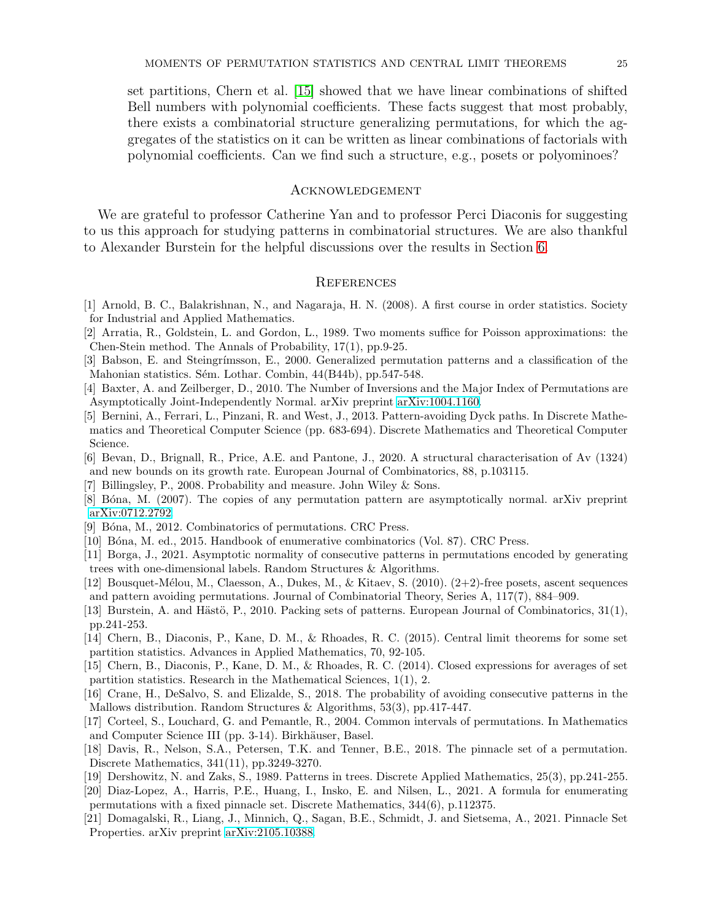set partitions, Chern et al. [15] showed that we have linear combinations of shifted Bell numbers with polynomial coefficients. These facts suggest that most probably, there exists a combinatorial structure generalizing permutations, for which the aggregates of the statistics on it can be written as linear combinations of factorials with polynomial coefficients. Can we find such a structure, e.g., posets or polyominoes?

## Acknowledgement

We are grateful to professor Catherine Yan and to professor Perci Diaconis for suggesting to us this approach for studying patterns in combinatorial structures. We are also thankful to Alexander Burstein for the helpful discussions over the results in Section 6.

## References

[1] Arnold, B. C., Balakrishnan, N., and Nagaraja, H. N. (2008). A first course in order statistics. Society for Industrial and Applied Mathematics.

[2] Arratia, R., Goldstein, L. and Gordon, L., 1989. Two moments suffice for Poisson approximations: the Chen-Stein method. The Annals of Probability, 17(1), pp.9-25.

[3] Babson, E. and Steingrímsson, E., 2000. Generalized permutation patterns and a classification of the Mahonian statistics. Sém. Lothar. Combin, 44(B44b), pp.547-548.

[4] Baxter, A. and Zeilberger, D., 2010. The Number of Inversions and the Major Index of Permutations are Asymptotically Joint-Independently Normal. arXiv preprint arXiv:1004.1160.

[5] Bernini, A., Ferrari, L., Pinzani, R. and West, J., 2013. Pattern-avoiding Dyck paths. In Discrete Mathematics and Theoretical Computer Science (pp. 683-694). Discrete Mathematics and Theoretical Computer Science.

[6] Bevan, D., Brignall, R., Price, A.E. and Pantone, J., 2020. A structural characterisation of Av (1324) and new bounds on its growth rate. European Journal of Combinatorics, 88, p.103115.

[7] Billingsley, P., 2008. Probability and measure. John Wiley & Sons.

[8] Bóna, M. (2007). The copies of any permutation pattern are asymptotically normal. arXiv preprint arXiv:0712.2792

[9] Bóna, M., 2012. Combinatorics of permutations. CRC Press.

[10] Bóna, M. ed., 2015. Handbook of enumerative combinatorics (Vol. 87). CRC Press.

[11] Borga, J., 2021. Asymptotic normality of consecutive patterns in permutations encoded by generating trees with one-dimensional labels. Random Structures & Algorithms.

[12] Bousquet-Mélou, M., Claesson, A., Dukes, M., & Kitaev, S. (2010). (2+2)-free posets, ascent sequences and pattern avoiding permutations. Journal of Combinatorial Theory, Series A, 117(7), 884–909.

[13] Burstein, A. and Hästö, P., 2010. Packing sets of patterns. European Journal of Combinatorics, 31(1), pp.241-253.

[14] Chern, B., Diaconis, P., Kane, D. M., & Rhoades, R. C. (2015). Central limit theorems for some set partition statistics. Advances in Applied Mathematics, 70, 92-105.

[15] Chern, B., Diaconis, P., Kane, D. M., & Rhoades, R. C. (2014). Closed expressions for averages of set partition statistics. Research in the Mathematical Sciences, 1(1), 2.

[16] Crane, H., DeSalvo, S. and Elizalde, S., 2018. The probability of avoiding consecutive patterns in the Mallows distribution. Random Structures & Algorithms, 53(3), pp.417-447.

[17] Corteel, S., Louchard, G. and Pemantle, R., 2004. Common intervals of permutations. In Mathematics and Computer Science III (pp. 3-14). Birkhäuser, Basel.

[18] Davis, R., Nelson, S.A., Petersen, T.K. and Tenner, B.E., 2018. The pinnacle set of a permutation. Discrete Mathematics, 341(11), pp.3249-3270.

[19] Dershowitz, N. and Zaks, S., 1989. Patterns in trees. Discrete Applied Mathematics, 25(3), pp.241-255.

[20] Diaz-Lopez, A., Harris, P.E., Huang, I., Insko, E. and Nilsen, L., 2021. A formula for enumerating permutations with a fixed pinnacle set. Discrete Mathematics, 344(6), p.112375.

[21] Domagalski, R., Liang, J., Minnich, Q., Sagan, B.E., Schmidt, J. and Sietsema, A., 2021. Pinnacle Set Properties. arXiv preprint arXiv:2105.10388.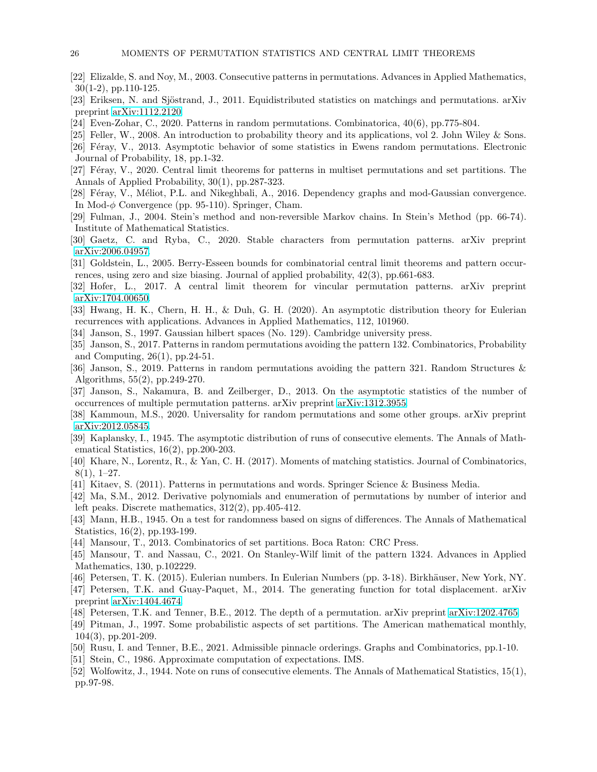[22] Elizalde, S. and Noy, M., 2003. Consecutive patterns in permutations. Advances in Applied Mathematics, 30(1-2), pp.110-125.

[23] Eriksen, N. and Sjöstrand, J., 2011. Equidistributed statistics on matchings and permutations. arXiv preprint arXiv:1112.2120.

[24] Even-Zohar, C., 2020. Patterns in random permutations. Combinatorica, 40(6), pp.775-804.

[25] Feller, W., 2008. An introduction to probability theory and its applications, vol 2. John Wiley & Sons.

[26] Féray, V., 2013. Asymptotic behavior of some statistics in Ewens random permutations. Electronic Journal of Probability, 18, pp.1-32.

[27] Féray, V., 2020. Central limit theorems for patterns in multiset permutations and set partitions. The Annals of Applied Probability, 30(1), pp.287-323.

[28] Féray, V., Méliot, P.L. and Nikeghbali, A., 2016. Dependency graphs and mod-Gaussian convergence. In Mod-$\phi$ Convergence (pp. 95-110). Springer, Cham.

[29] Fulman, J., 2004. Stein's method and non-reversible Markov chains. In Stein's Method (pp. 66-74). Institute of Mathematical Statistics.

[30] Gaetz, C. and Ryba, C., 2020. Stable characters from permutation patterns. arXiv preprint arXiv:2006.04957.

[31] Goldstein, L., 2005. Berry-Esseen bounds for combinatorial central limit theorems and pattern occurrences, using zero and size biasing. Journal of applied probability, 42(3), pp.661-683.

[32] Hofer, L., 2017. A central limit theorem for vincular permutation patterns. arXiv preprint arXiv:1704.00650.

[33] Hwang, H. K., Chern, H. H., & Duh, G. H. (2020). An asymptotic distribution theory for Eulerian recurrences with applications. Advances in Applied Mathematics, 112, 101960.

[34] Janson, S., 1997. Gaussian hilbert spaces (No. 129). Cambridge university press.

[35] Janson, S., 2017. Patterns in random permutations avoiding the pattern 132. Combinatorics, Probability and Computing, 26(1), pp.24-51.

[36] Janson, S., 2019. Patterns in random permutations avoiding the pattern 321. Random Structures & Algorithms, 55(2), pp.249-270.

[37] Janson, S., Nakamura, B. and Zeilberger, D., 2013. On the asymptotic statistics of the number of occurrences of multiple permutation patterns. arXiv preprint arXiv:1312.3955.

[38] Kammoun, M.S., 2020. Universality for random permutations and some other groups. arXiv preprint arXiv:2012.05845.

[39] Kaplansky, I., 1945. The asymptotic distribution of runs of consecutive elements. The Annals of Mathematical Statistics, 16(2), pp.200-203.

[40] Khare, N., Lorentz, R., & Yan, C. H. (2017). Moments of matching statistics. Journal of Combinatorics, 8(1), 1–27.

[41] Kitaev, S. (2011). Patterns in permutations and words. Springer Science & Business Media.

[42] Ma, S.M., 2012. Derivative polynomials and enumeration of permutations by number of interior and left peaks. Discrete mathematics, 312(2), pp.405-412.

[43] Mann, H.B., 1945. On a test for randomness based on signs of differences. The Annals of Mathematical Statistics, 16(2), pp.193-199.

[44] Mansour, T., 2013. Combinatorics of set partitions. Boca Raton: CRC Press.

[45] Mansour, T. and Nassau, C., 2021. On Stanley-Wilf limit of the pattern 1324. Advances in Applied Mathematics, 130, p.102229.

[46] Petersen, T. K. (2015). Eulerian numbers. In Eulerian Numbers (pp. 3-18). Birkhäuser, New York, NY.

[47] Petersen, T.K. and Guay-Paquet, M., 2014. The generating function for total displacement. arXiv preprint arXiv:1404.4674.

[48] Petersen, T.K. and Tenner, B.E., 2012. The depth of a permutation. arXiv preprint arXiv:1202.4765.

[49] Pitman, J., 1997. Some probabilistic aspects of set partitions. The American mathematical monthly, 104(3), pp.201-209.

[50] Rusu, I. and Tenner, B.E., 2021. Admissible pinnacle orderings. Graphs and Combinatorics, pp.1-10.

[51] Stein, C., 1986. Approximate computation of expectations. IMS.

[52] Wolfowitz, J., 1944. Note on runs of consecutive elements. The Annals of Mathematical Statistics, 15(1), pp.97-98.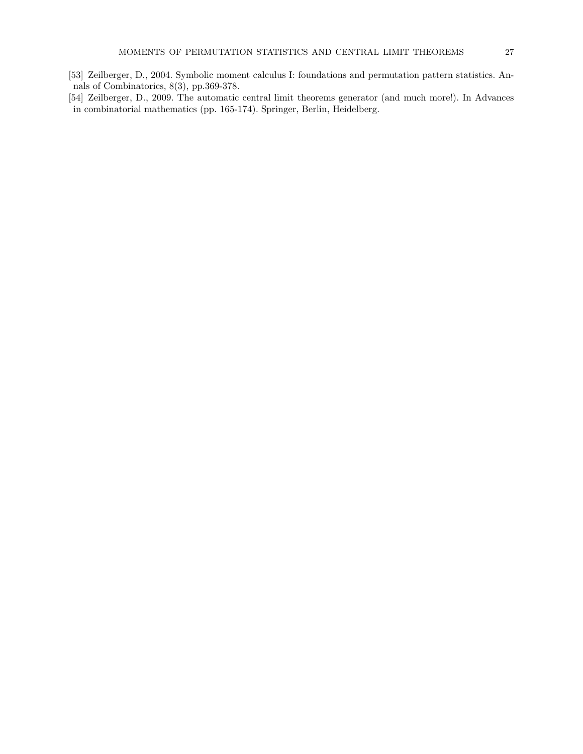[53] Zeilberger, D., 2004. Symbolic moment calculus I: foundations and permutation pattern statistics. Annals of Combinatorics, 8(3), pp.369-378.

[54] Zeilberger, D., 2009. The automatic central limit theorems generator (and much more!). In Advances in combinatorial mathematics (pp. 165-174). Springer, Berlin, Heidelberg.